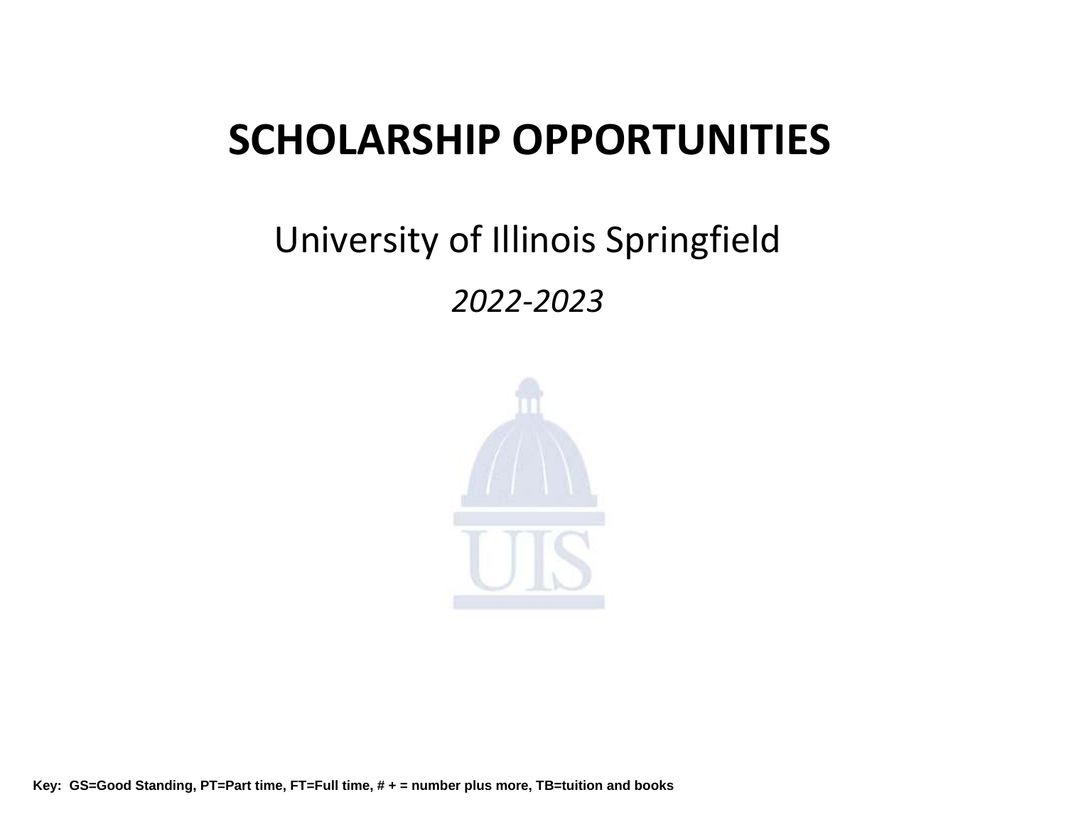# SCHOLARSHIP OPPORTUNITIES

University of Illinois Springfield

*2022-2023*

**Key: GS=Good Standing, PT=Part time, FT=Full time, # + = number plus more, TB=tuition and books**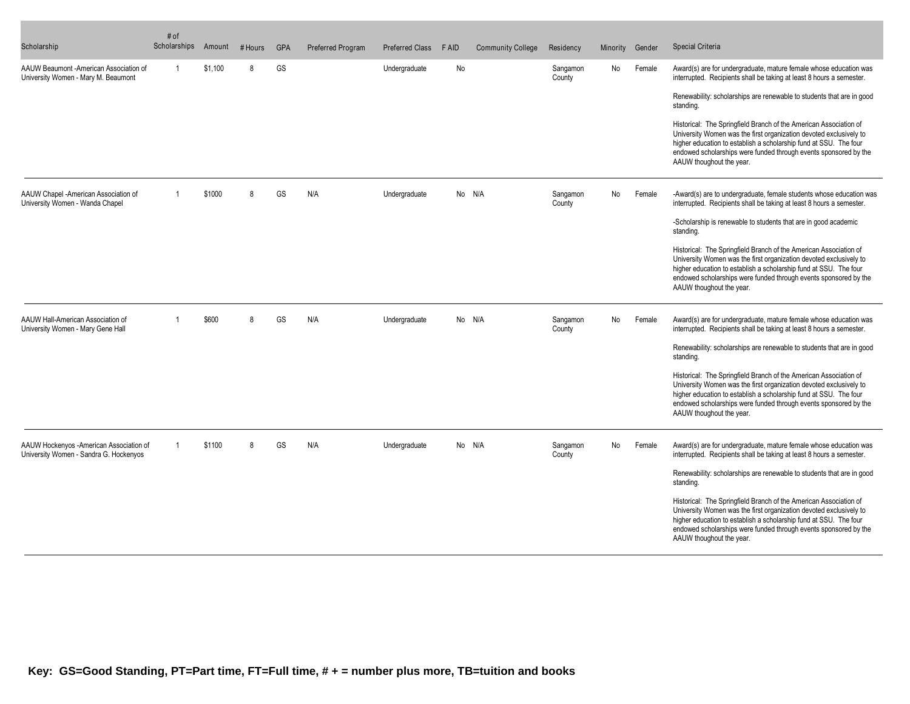| Scholarship | # of Scholarships | Amount | # Hours | GPA | Preferred Program | Preferred Class | F AID | Community College | Residency | Minority | Gender | Special Criteria |
|---|---|---|---|---|---|---|---|---|---|---|---|---|
| AAUW Beaumont -American Association of University Women - Mary M. Beaumont | 1 | $1,100 | 8 | GS | | Undergraduate | No | | Sangamon County | No | Female | Award(s) are for undergraduate, mature female whose education was interrupted. Recipients shall be taking at least 8 hours a semester.<br><br>Renewability: scholarships are renewable to students that are in good standing.<br><br>Historical: The Springfield Branch of the American Association of University Women was the first organization devoted exclusively to higher education to establish a scholarship fund at SSU. The four endowed scholarships were funded through events sponsored by the AAUW thoughout the year. |
| AAUW Chapel -American Association of University Women - Wanda Chapel | 1 | $1000 | 8 | GS | N/A | Undergraduate | No | N/A | Sangamon County | No | Female | -Award(s) are to undergraduate, female students whose education was interrupted. Recipients shall be taking at least 8 hours a semester.<br><br>-Scholarship is renewable to students that are in good academic standing.<br><br>Historical: The Springfield Branch of the American Association of University Women was the first organization devoted exclusively to higher education to establish a scholarship fund at SSU. The four endowed scholarships were funded through events sponsored by the AAUW thoughout the year. |
| AAUW Hall-American Association of University Women - Mary Gene Hall | 1 | $600 | 8 | GS | N/A | Undergraduate | No | N/A | Sangamon County | No | Female | Award(s) are for undergraduate, mature female whose education was interrupted. Recipients shall be taking at least 8 hours a semester.<br><br>Renewability: scholarships are renewable to students that are in good standing.<br><br>Historical: The Springfield Branch of the American Association of University Women was the first organization devoted exclusively to higher education to establish a scholarship fund at SSU. The four endowed scholarships were funded through events sponsored by the AAUW thoughout the year. |
| AAUW Hockenyos -American Association of University Women - Sandra G. Hockenyos | 1 | $1100 | 8 | GS | N/A | Undergraduate | No | N/A | Sangamon County | No | Female | Award(s) are for undergraduate, mature female whose education was interrupted. Recipients shall be taking at least 8 hours a semester.<br><br>Renewability: scholarships are renewable to students that are in good standing.<br><br>Historical: The Springfield Branch of the American Association of University Women was the first organization devoted exclusively to higher education to establish a scholarship fund at SSU. The four endowed scholarships were funded through events sponsored by the AAUW thoughout the year. |

**Key: GS=Good Standing, PT=Part time, FT=Full time, # + = number plus more, TB=tuition and books**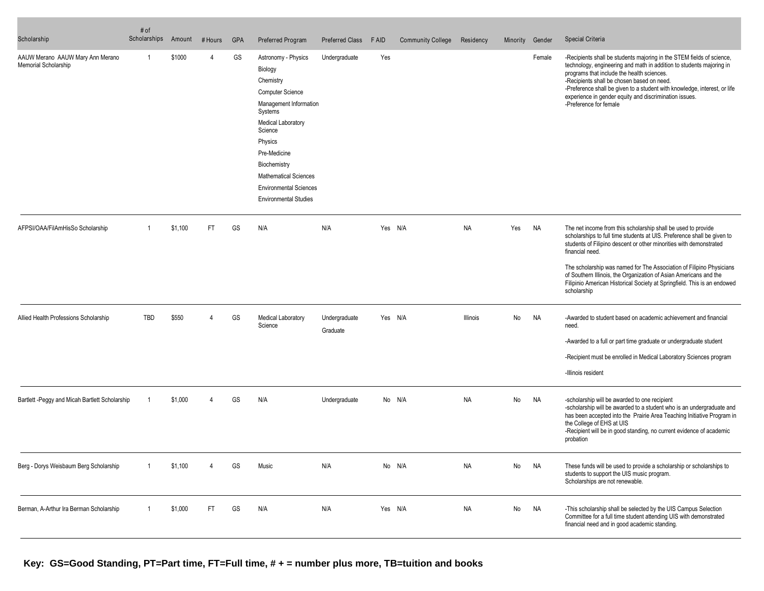| Scholarship | # of Scholarships | Amount | # Hours | GPA | Preferred Program | Preferred Class | F AID | Community College | Residency | Minority | Gender | Special Criteria |
|---|---|---|---|---|---|---|---|---|---|---|---|---|
| AAUW Merano AAUW Mary Ann Merano Memorial Scholarship | 1 | $1000 | 4 | GS | Astronomy - Physics<br>Biology<br>Chemistry<br>Computer Science<br>Management Information Systems<br>Medical Laboratory Science<br>Physics<br>Pre-Medicine<br>Biochemistry<br>Mathematical Sciences<br>Environmental Sciences<br>Environmental Studies | Undergraduate | Yes | | | | Female | -Recipients shall be students majoring in the STEM fields of science, technology, engineering and math in addition to students majoring in programs that include the health sciences.<br>-Recipients shall be chosen based on need.<br>-Preference shall be given to a student with knowledge, interest, or life experience in gender equity and discrimination issues.<br>-Preference for female |
| AFPSI/OAA/FilAmHisSo Scholarship | 1 | $1,100 | FT | GS | N/A | N/A | Yes | N/A | NA | Yes | NA | The net income from this scholarship shall be used to provide scholarships to full time students at UIS. Preference shall be given to students of Filipino descent or other minorities with demonstrated financial need.<br><br>The scholarship was named for The Association of Filipino Physicians of Southern Illinois, the Organization of Asian Americans and the Filipinio American Historical Society at Springfield. This is an endowed scholarship |
| Allied Health Professions Scholarship | TBD | $550 | 4 | GS | Medical Laboratory Science | Undergraduate<br>Graduate | Yes | N/A | Illinois | No | NA | -Awarded to student based on academic achievement and financial need.<br><br>-Awarded to a full or part time graduate or undergraduate student<br><br>-Recipient must be enrolled in Medical Laboratory Sciences program<br><br>-Illinois resident |
| Bartlett -Peggy and Micah Bartlett Scholarship | 1 | $1,000 | 4 | GS | N/A | Undergraduate | No | N/A | NA | No | NA | -scholarship will be awarded to one recipient<br>-scholarship will be awarded to a student who is an undergraduate and has been accepted into the Prairie Area Teaching Initiative Program in the College of EHS at UIS<br>-Recipient will be in good standing, no current evidence of academic probation |
| Berg - Dorys Weisbaum Berg Scholarship | 1 | $1,100 | 4 | GS | Music | N/A | No | N/A | NA | No | NA | These funds will be used to provide a scholarship or scholarships to students to support the UIS music program.<br>Scholarships are not renewable. |
| Berman, A-Arthur Ira Berman Scholarship | 1 | $1,000 | FT | GS | N/A | N/A | Yes | N/A | NA | No | NA | -This scholarship shall be selected by the UIS Campus Selection Committee for a full time student attending UIS with demonstrated financial need and in good academic standing. |

**Key: GS=Good Standing, PT=Part time, FT=Full time, # + = number plus more, TB=tuition and books**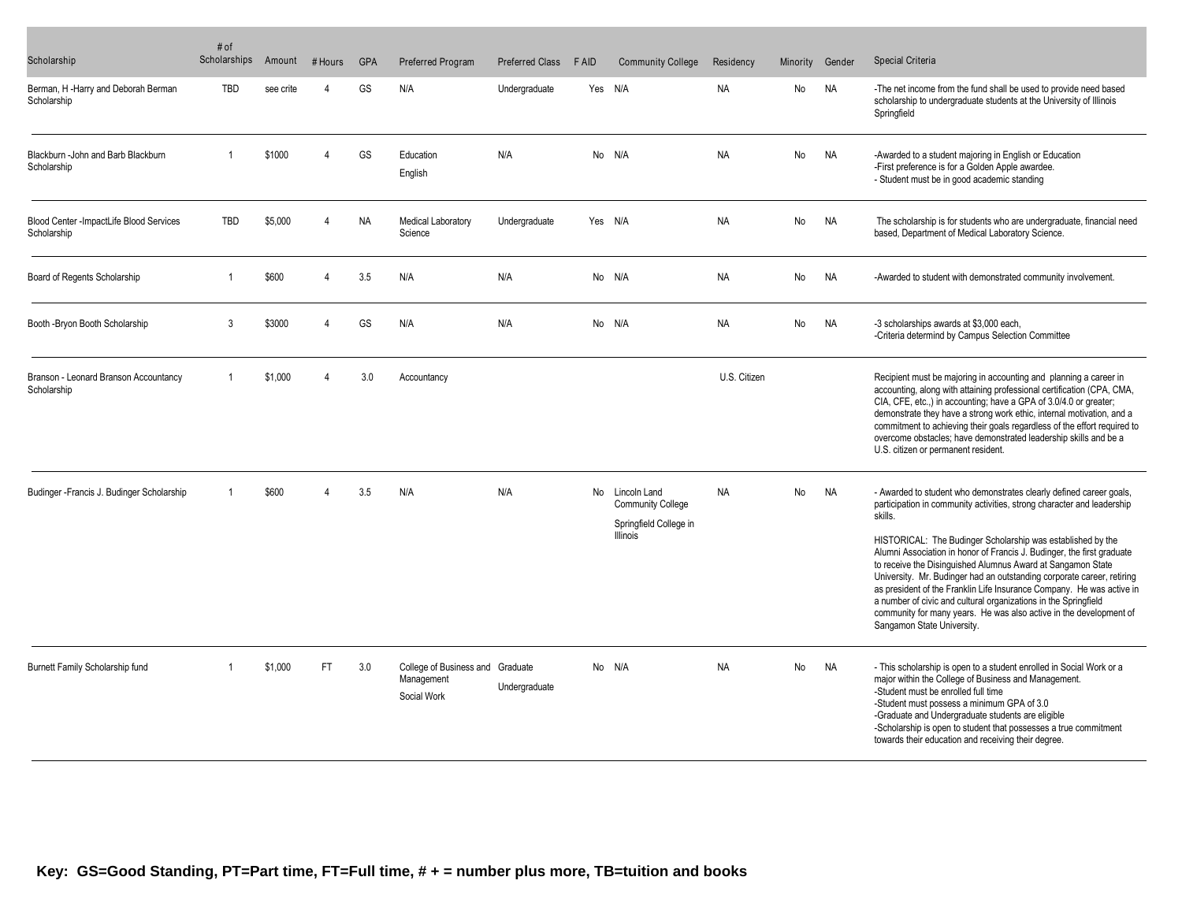| Scholarship | # of Scholarships | Amount | # Hours | GPA | Preferred Program | Preferred Class | F AID | Community College | Residency | Minority | Gender | Special Criteria |
|---|---|---|---|---|---|---|---|---|---|---|---|---|
| Berman, H -Harry and Deborah Berman Scholarship | TBD | see crite | 4 | GS | N/A | Undergraduate | Yes | N/A | NA | No | NA | -The net income from the fund shall be used to provide need based scholarship to undergraduate students at the University of Illinois Springfield |
| Blackburn -John and Barb Blackburn Scholarship | 1 | $1000 | 4 | GS | Education<br>English | N/A | No | N/A | NA | No | NA | -Awarded to a student majoring in English or Education<br>-First preference is for a Golden Apple awardee.<br>- Student must be in good academic standing |
| Blood Center -ImpactLife Blood Services Scholarship | TBD | $5,000 | 4 | NA | Medical Laboratory Science | Undergraduate | Yes | N/A | NA | No | NA | The scholarship is for students who are undergraduate, financial need based, Department of Medical Laboratory Science. |
| Board of Regents Scholarship | 1 | $600 | 4 | 3.5 | N/A | N/A | No | N/A | NA | No | NA | -Awarded to student with demonstrated community involvement. |
| Booth -Bryon Booth Scholarship | 3 | $3000 | 4 | GS | N/A | N/A | No | N/A | NA | No | NA | -3 scholarships awards at $3,000 each,<br>-Criteria determind by Campus Selection Committee |
| Branson - Leonard Branson Accountancy Scholarship | 1 | $1,000 | 4 | 3.0 | Accountancy | | | | U.S. Citizen | | | Recipient must be majoring in accounting and planning a career in accounting, along with attaining professional certification (CPA, CMA, CIA, CFE, etc.,) in accounting; have a GPA of 3.0/4.0 or greater; demonstrate they have a strong work ethic, internal motivation, and a commitment to achieving their goals regardless of the effort required to overcome obstacles; have demonstrated leadership skills and be a U.S. citizen or permanent resident. |
| Budinger -Francis J. Budinger Scholarship | 1 | $600 | 4 | 3.5 | N/A | N/A | No | Lincoln Land Community College<br>Springfield College in Illinois | NA | No | NA | - Awarded to student who demonstrates clearly defined career goals, participation in community activities, strong character and leadership skills.<br>HISTORICAL: The Budinger Scholarship was established by the Alumni Association in honor of Francis J. Budinger, the first graduate to receive the Disinguished Alumnus Award at Sangamon State University. Mr. Budinger had an outstanding corporate career, retiring as president of the Franklin Life Insurance Company. He was active in a number of civic and cultural organizations in the Springfield community for many years. He was also active in the development of Sangamon State University. |
| Burnett Family Scholarship fund | 1 | $1,000 | FT | 3.0 | College of Business and Management<br>Social Work | Graduate<br>Undergraduate | No | N/A | NA | No | NA | - This scholarship is open to a student enrolled in Social Work or a major within the College of Business and Management.<br>-Student must be enrolled full time<br>-Student must possess a minimum GPA of 3.0<br>-Graduate and Undergraduate students are eligible<br>-Scholarship is open to student that possesses a true commitment towards their education and receiving their degree. |

**Key: GS=Good Standing, PT=Part time, FT=Full time, # + = number plus more, TB=tuition and books**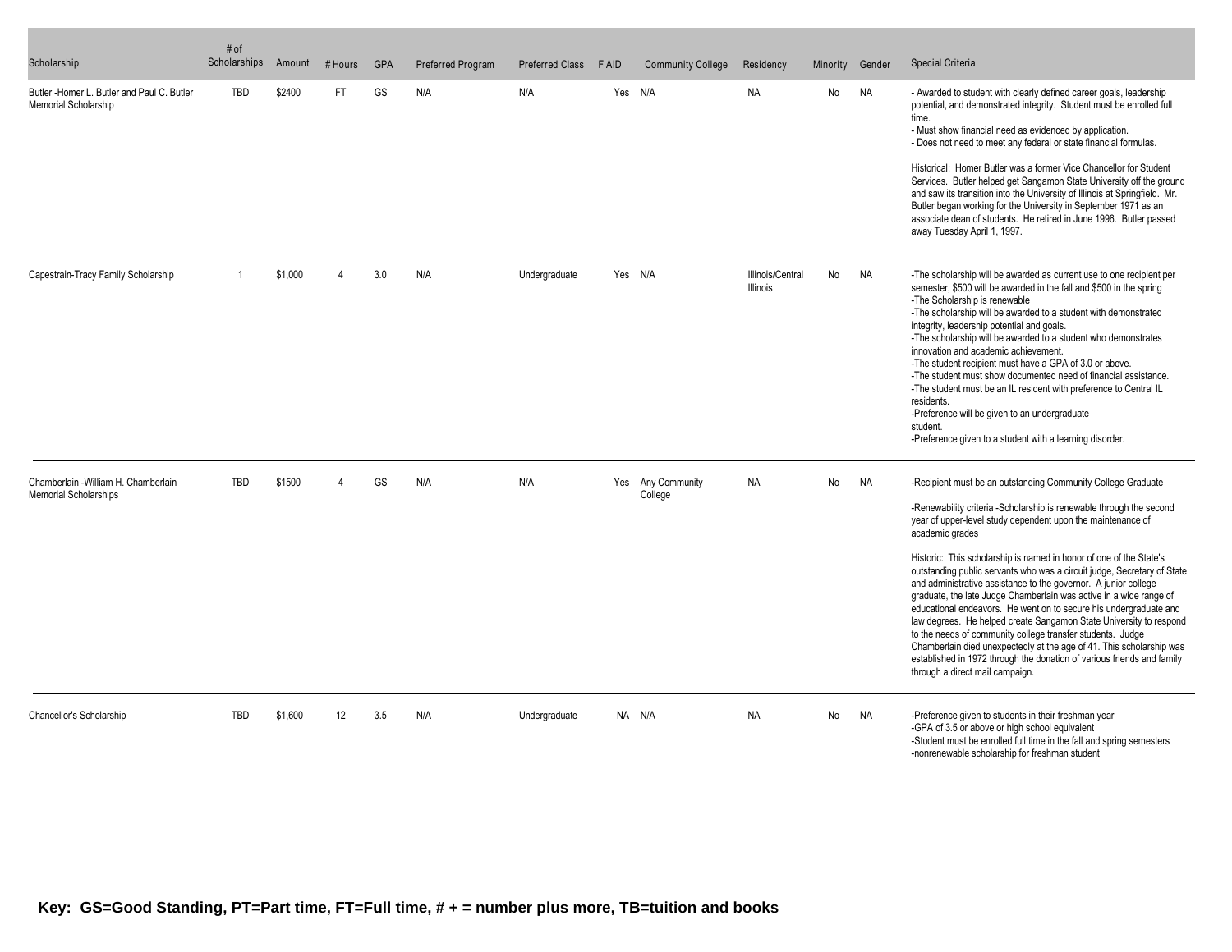| Scholarship | # of Scholarships | Amount | # Hours | GPA | Preferred Program | Preferred Class | F AID | Community College | Residency | Minority | Gender | Special Criteria |
|---|---|---|---|---|---|---|---|---|---|---|---|---|
| Butler -Homer L. Butler and Paul C. Butler Memorial Scholarship | TBD | $2400 | FT | GS | N/A | N/A | Yes | N/A | NA | No | NA | - Awarded to student with clearly defined career goals, leadership potential, and demonstrated integrity. Student must be enrolled full time.<br>- Must show financial need as evidenced by application.<br>- Does not need to meet any federal or state financial formulas.<br><br>Historical: Homer Butler was a former Vice Chancellor for Student Services. Butler helped get Sangamon State University off the ground and saw its transition into the University of Illinois at Springfield. Mr. Butler began working for the University in September 1971 as an associate dean of students. He retired in June 1996. Butler passed away Tuesday April 1, 1997. |
| Capestrain-Tracy Family Scholarship | 1 | $1,000 | 4 | 3.0 | N/A | Undergraduate | Yes | N/A | Illinois/Central Illinois | No | NA | -The scholarship will be awarded as current use to one recipient per semester, $500 will be awarded in the fall and $500 in the spring<br>-The Scholarship is renewable<br>-The scholarship will be awarded to a student with demonstrated integrity, leadership potential and goals.<br>-The scholarship will be awarded to a student who demonstrates innovation and academic achievement.<br>-The student recipient must have a GPA of 3.0 or above.<br>-The student must show documented need of financial assistance.<br>-The student must be an IL resident with preference to Central IL residents.<br>-Preference will be given to an undergraduate student.<br>-Preference given to a student with a learning disorder. |
| Chamberlain -William H. Chamberlain Memorial Scholarships | TBD | $1500 | 4 | GS | N/A | N/A | Yes | Any Community College | NA | No | NA | -Recipient must be an outstanding Community College Graduate<br><br>-Renewability criteria -Scholarship is renewable through the second year of upper-level study dependent upon the maintenance of academic grades<br><br>Historic: This scholarship is named in honor of one of the State's outstanding public servants who was a circuit judge, Secretary of State and administrative assistance to the governor. A junior college graduate, the late Judge Chamberlain was active in a wide range of educational endeavors. He went on to secure his undergraduate and law degrees. He helped create Sangamon State University to respond to the needs of community college transfer students. Judge Chamberlain died unexpectedly at the age of 41. This scholarship was established in 1972 through the donation of various friends and family through a direct mail campaign. |
| Chancellor's Scholarship | TBD | $1,600 | 12 | 3.5 | N/A | Undergraduate | NA | N/A | NA | No | NA | -Preference given to students in their freshman year<br>-GPA of 3.5 or above or high school equivalent<br>-Student must be enrolled full time in the fall and spring semesters<br>-nonrenewable scholarship for freshman student |

**Key: GS=Good Standing, PT=Part time, FT=Full time, # + = number plus more, TB=tuition and books**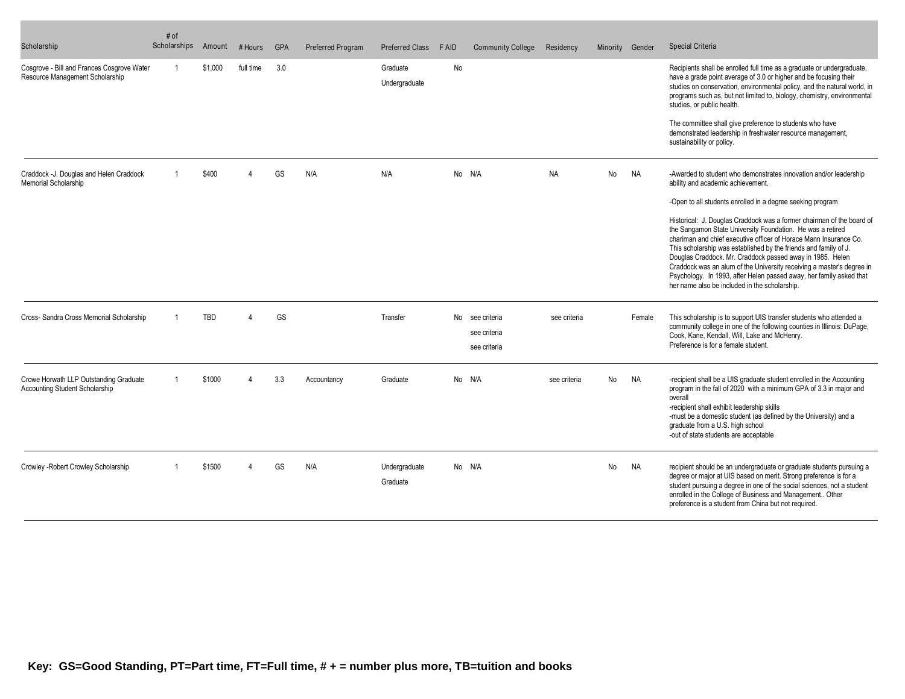| Scholarship | # of Scholarships | Amount | # Hours | GPA | Preferred Program | Preferred Class | F AID | Community College | Residency | Minority | Gender | Special Criteria |
|---|---|---|---|---|---|---|---|---|---|---|---|---|
| Cosgrove - Bill and Frances Cosgrove Water Resource Management Scholarship | 1 | $1,000 | full time | 3.0 | | Graduate<br>Undergraduate | No | | | | | Recipients shall be enrolled full time as a graduate or undergraduate, have a grade point average of 3.0 or higher and be focusing their studies on conservation, environmental policy, and the natural world, in programs such as, but not limited to, biology, chemistry, environmental studies, or public health.<br><br>The committee shall give preference to students who have demonstrated leadership in freshwater resource management, sustainability or policy. |
| Craddock -J. Douglas and Helen Craddock Memorial Scholarship | 1 | $400 | 4 | GS | N/A | N/A | No | N/A | NA | No | NA | -Awarded to student who demonstrates innovation and/or leadership ability and academic achievement.<br><br>-Open to all students enrolled in a degree seeking program<br><br>Historical: J. Douglas Craddock was a former chairman of the board of the Sangamon State University Foundation. He was a retired chariman and chief executive officer of Horace Mann Insurance Co. This scholarship was established by the friends and family of J. Douglas Craddock. Mr. Craddock passed away in 1985. Helen Craddock was an alum of the University receiving a master's degree in Psychology. In 1993, after Helen passed away, her family asked that her name also be included in the scholarship. |
| Cross- Sandra Cross Memorial Scholarship | 1 | TBD | 4 | GS | | Transfer | No | see criteria<br>see criteria<br>see criteria | see criteria | | Female | This scholarship is to support UIS transfer students who attended a community college in one of the following counties in Illinois: DuPage, Cook, Kane, Kendall, Will, Lake and McHenry.<br>Preference is for a female student. |
| Crowe Horwath LLP Outstanding Graduate Accounting Student Scholarship | 1 | $1000 | 4 | 3.3 | Accountancy | Graduate | No | N/A | see criteria | No | NA | -recipient shall be a UIS graduate student enrolled in the Accounting program in the fall of 2020 with a minimum GPA of 3.3 in major and overall<br>-recipient shall exhibit leadership skills<br>-must be a domestic student (as defined by the University) and a graduate from a U.S. high school<br>-out of state students are acceptable |
| Crowley -Robert Crowley Scholarship | 1 | $1500 | 4 | GS | N/A | Undergraduate<br>Graduate | No | N/A | | No | NA | recipient should be an undergraduate or graduate students pursuing a degree or major at UIS based on merit. Strong preference is for a student pursuing a degree in one of the social sciences, not a student enrolled in the College of Business and Management.. Other preference is a student from China but not required. |

**Key: GS=Good Standing, PT=Part time, FT=Full time, # + = number plus more, TB=tuition and books**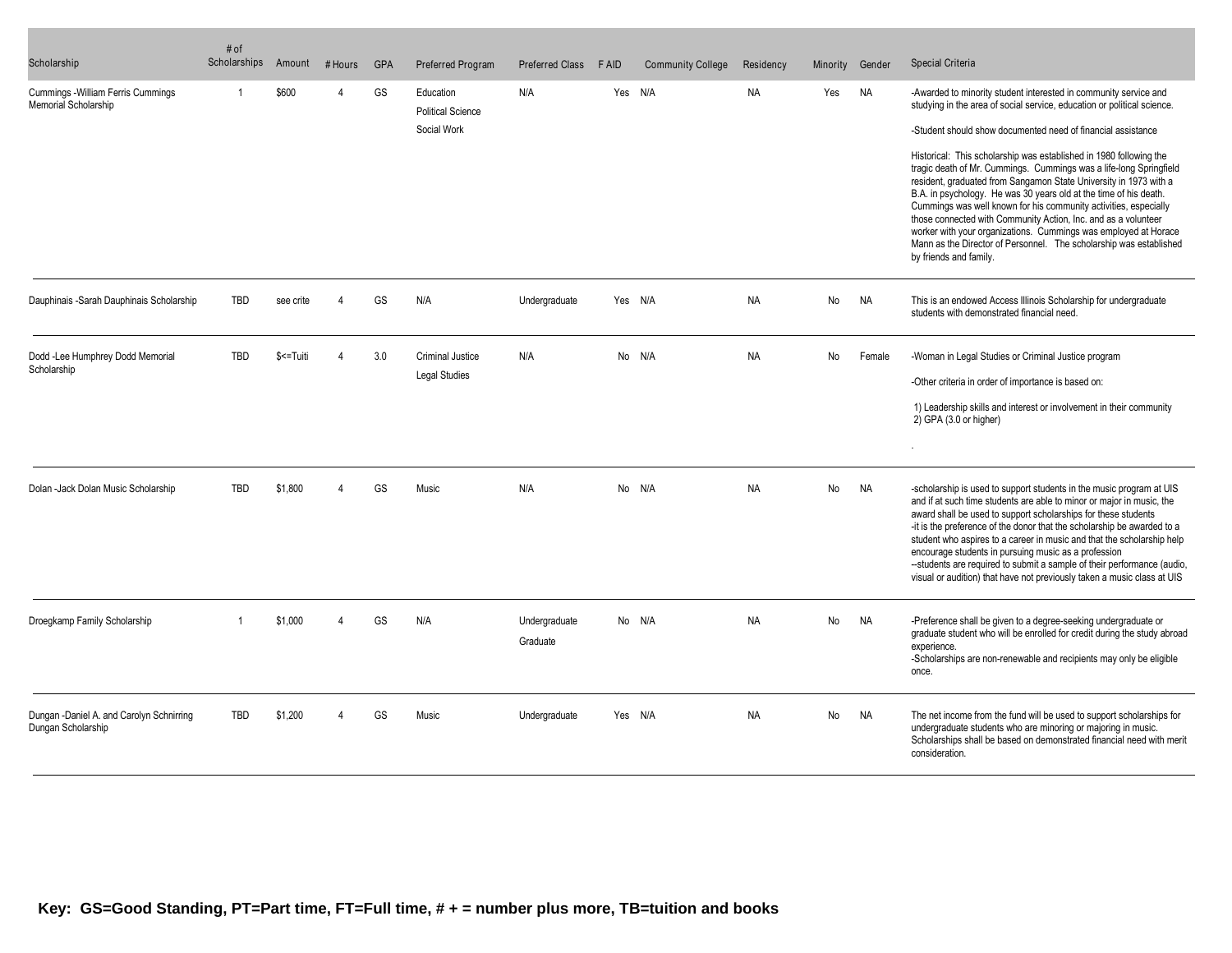| Scholarship | # of Scholarships | Amount | # Hours | GPA | Preferred Program | Preferred Class | F AID | Community College | Residency | Minority | Gender | Special Criteria |
|---|---|---|---|---|---|---|---|---|---|---|---|---|
| Cummings -William Ferris Cummings Memorial Scholarship | 1 | $600 | 4 | GS | Education<br>Political Science<br>Social Work | N/A | Yes | N/A | NA | Yes | NA | -Awarded to minority student interested in community service and studying in the area of social service, education or political science.<br>-Student should show documented need of financial assistance<br>Historical: This scholarship was established in 1980 following the tragic death of Mr. Cummings. Cummings was a life-long Springfield resident, graduated from Sangamon State University in 1973 with a B.A. in psychology. He was 30 years old at the time of his death. Cummings was well known for his community activities, especially those connected with Community Action, Inc. and as a volunteer worker with your organizations. Cummings was employed at Horace Mann as the Director of Personnel. The scholarship was established by friends and family. |
| Dauphinais -Sarah Dauphinais Scholarship | TBD | see crite | 4 | GS | N/A | Undergraduate | Yes | N/A | NA | No | NA | This is an endowed Access Illinois Scholarship for undergraduate students with demonstrated financial need. |
| Dodd -Lee Humphrey Dodd Memorial Scholarship | TBD | $<=Tuiti | 4 | 3.0 | Criminal Justice<br>Legal Studies | N/A | No | N/A | NA | No | Female | -Woman in Legal Studies or Criminal Justice program<br>-Other criteria in order of importance is based on:<br>1) Leadership skills and interest or involvement in their community<br>2) GPA (3.0 or higher)<br>. |
| Dolan -Jack Dolan Music Scholarship | TBD | $1,800 | 4 | GS | Music | N/A | No | N/A | NA | No | NA | -scholarship is used to support students in the music program at UIS and if at such time students are able to minor or major in music, the award shall be used to support scholarships for these students<br>-it is the preference of the donor that the scholarship be awarded to a student who aspires to a career in music and that the scholarship help encourage students in pursuing music as a profession<br>--students are required to submit a sample of their performance (audio, visual or audition) that have not previously taken a music class at UIS |
| Droegkamp Family Scholarship | 1 | $1,000 | 4 | GS | N/A | Undergraduate<br>Graduate | No | N/A | NA | No | NA | -Preference shall be given to a degree-seeking undergraduate or graduate student who will be enrolled for credit during the study abroad experience.<br>-Scholarships are non-renewable and recipients may only be eligible once. |
| Dungan -Daniel A. and Carolyn Schnirring Dungan Scholarship | TBD | $1,200 | 4 | GS | Music | Undergraduate | Yes | N/A | NA | No | NA | The net income from the fund will be used to support scholarships for undergraduate students who are minoring or majoring in music. Scholarships shall be based on demonstrated financial need with merit consideration. |

**Key: GS=Good Standing, PT=Part time, FT=Full time, # + = number plus more, TB=tuition and books**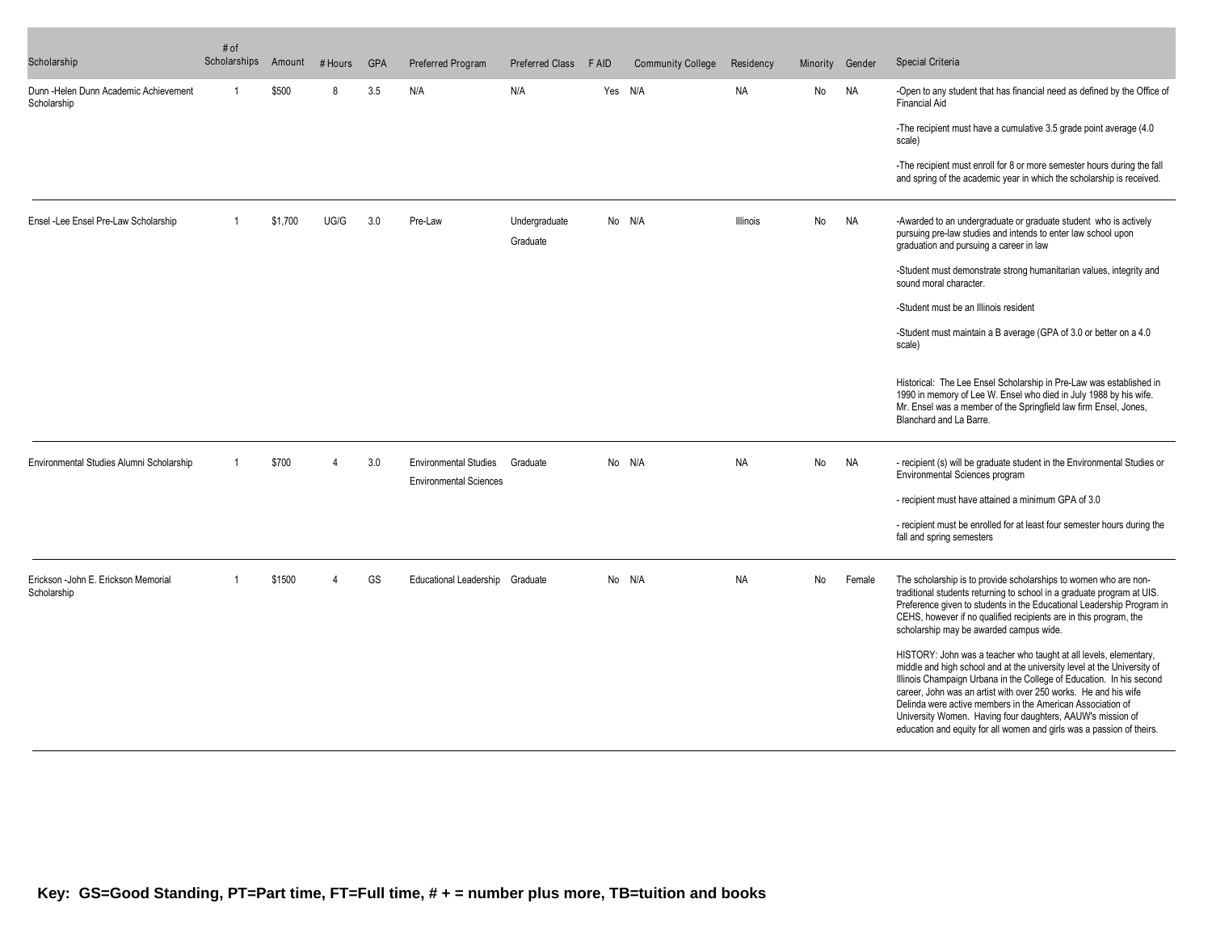| Scholarship | # of Scholarships | Amount | # Hours | GPA | Preferred Program | Preferred Class | F AID | Community College | Residency | Minority | Gender | Special Criteria |
|---|---|---|---|---|---|---|---|---|---|---|---|---|
| Dunn -Helen Dunn Academic Achievement Scholarship | 1 | $500 | 8 | 3.5 | N/A | N/A | Yes | N/A | NA | No | NA | -Open to any student that has financial need as defined by the Office of Financial Aid<br><br>-The recipient must have a cumulative 3.5 grade point average (4.0 scale)<br><br>-The recipient must enroll for 8 or more semester hours during the fall and spring of the academic year in which the scholarship is received. |
| Ensel -Lee Ensel Pre-Law Scholarship | 1 | $1,700 | UG/G | 3.0 | Pre-Law | Undergraduate<br>Graduate | No | N/A | Illinois | No | NA | -Awarded to an undergraduate or graduate student who is actively pursuing pre-law studies and intends to enter law school upon graduation and pursuing a career in law<br><br>-Student must demonstrate strong humanitarian values, integrity and sound moral character.<br><br>-Student must be an Illinois resident<br><br>-Student must maintain a B average (GPA of 3.0 or better on a 4.0 scale)<br><br>Historical: The Lee Ensel Scholarship in Pre-Law was established in 1990 in memory of Lee W. Ensel who died in July 1988 by his wife. Mr. Ensel was a member of the Springfield law firm Ensel, Jones, Blanchard and La Barre. |
| Environmental Studies Alumni Scholarship | 1 | $700 | 4 | 3.0 | Environmental Studies<br>Environmental Sciences | Graduate | No | N/A | NA | No | NA | - recipient (s) will be graduate student in the Environmental Studies or Environmental Sciences program<br><br>- recipient must have attained a minimum GPA of 3.0<br><br>- recipient must be enrolled for at least four semester hours during the fall and spring semesters |
| Erickson -John E. Erickson Memorial Scholarship | 1 | $1500 | 4 | GS | Educational Leadership | Graduate | No | N/A | NA | No | Female | The scholarship is to provide scholarships to women who are non-traditional students returning to school in a graduate program at UIS. Preference given to students in the Educational Leadership Program in CEHS, however if no qualified recipients are in this program, the scholarship may be awarded campus wide.<br><br>HISTORY: John was a teacher who taught at all levels, elementary, middle and high school and at the university level at the University of Illinois Champaign Urbana in the College of Education. In his second career, John was an artist with over 250 works. He and his wife Delinda were active members in the American Association of University Women. Having four daughters, AAUW's mission of education and equity for all women and girls was a passion of theirs. |

**Key: GS=Good Standing, PT=Part time, FT=Full time, # + = number plus more, TB=tuition and books**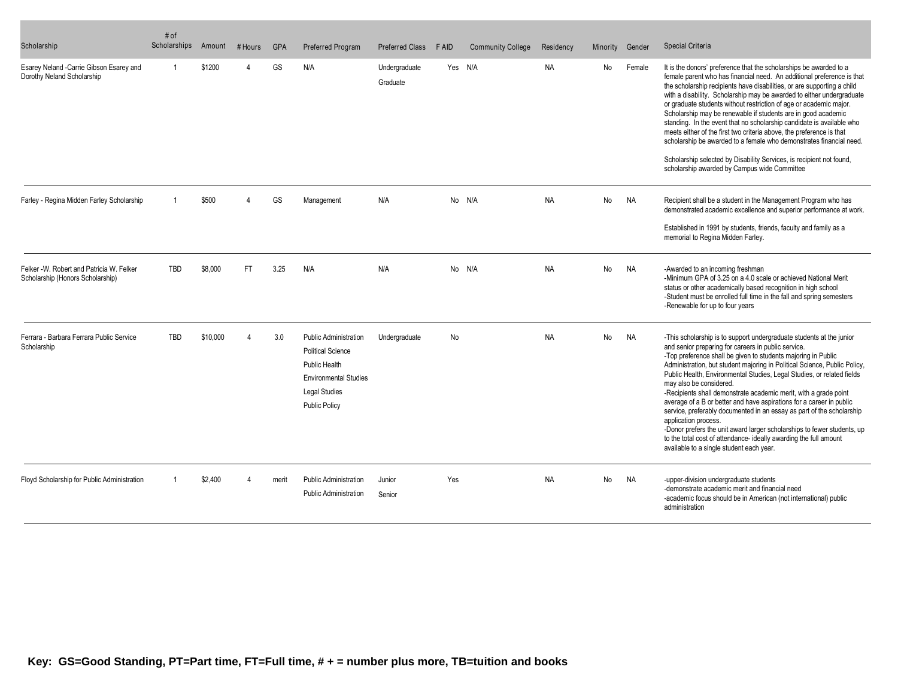| Scholarship | # of Scholarships | Amount | # Hours | GPA | Preferred Program | Preferred Class | F AID | Community College | Residency | Minority | Gender | Special Criteria |
|---|---|---|---|---|---|---|---|---|---|---|---|---|
| Esarey Neland -Carrie Gibson Esarey and Dorothy Neland Scholarship | 1 | $1200 | 4 | GS | N/A | Undergraduate<br>Graduate | Yes | N/A | NA | No | Female | It is the donors' preference that the scholarships be awarded to a female parent who has financial need. An additional preference is that the scholarship recipients have disabilities, or are supporting a child with a disability. Scholarship may be awarded to either undergraduate or graduate students without restriction of age or academic major. Scholarship may be renewable if students are in good academic standing. In the event that no scholarship candidate is available who meets either of the first two criteria above, the preference is that scholarship be awarded to a female who demonstrates financial need.<br><br>Scholarship selected by Disability Services, is recipient not found, scholarship awarded by Campus wide Committee |
| Farley - Regina Midden Farley Scholarship | 1 | $500 | 4 | GS | Management | N/A | No | N/A | NA | No | NA | Recipient shall be a student in the Management Program who has demonstrated academic excellence and superior performance at work.<br><br>Established in 1991 by students, friends, faculty and family as a memorial to Regina Midden Farley. |
| Felker -W. Robert and Patricia W. Felker Scholarship (Honors Scholarship) | TBD | $8,000 | FT | 3.25 | N/A | N/A | No | N/A | NA | No | NA | -Awarded to an incoming freshman<br>-Minimum GPA of 3.25 on a 4.0 scale or achieved National Merit status or other academically based recognition in high school<br>-Student must be enrolled full time in the fall and spring semesters<br>-Renewable for up to four years |
| Ferrara - Barbara Ferrara Public Service Scholarship | TBD | $10,000 | 4 | 3.0 | Public Administration<br>Political Science<br>Public Health<br>Environmental Studies<br>Legal Studies<br>Public Policy | Undergraduate | No | | NA | No | NA | -This scholarship is to support undergraduate students at the junior and senior preparing for careers in public service.<br>-Top preference shall be given to students majoring in Public Administration, but student majoring in Political Science, Public Policy, Public Health, Environmental Studies, Legal Studies, or related fields may also be considered.<br>-Recipients shall demonstrate academic merit, with a grade point average of a B or better and have aspirations for a career in public service, preferably documented in an essay as part of the scholarship application process.<br>-Donor prefers the unit award larger scholarships to fewer students, up to the total cost of attendance- ideally awarding the full amount available to a single student each year. |
| Floyd Scholarship for Public Administration | 1 | $2,400 | 4 | merit | Public Administration<br>Public Administration | Junior<br>Senior | Yes | | NA | No | NA | -upper-division undergraduate students<br>-demonstrate academic merit and financial need<br>-academic focus should be in American (not international) public administration |

**Key: GS=Good Standing, PT=Part time, FT=Full time, # + = number plus more, TB=tuition and books**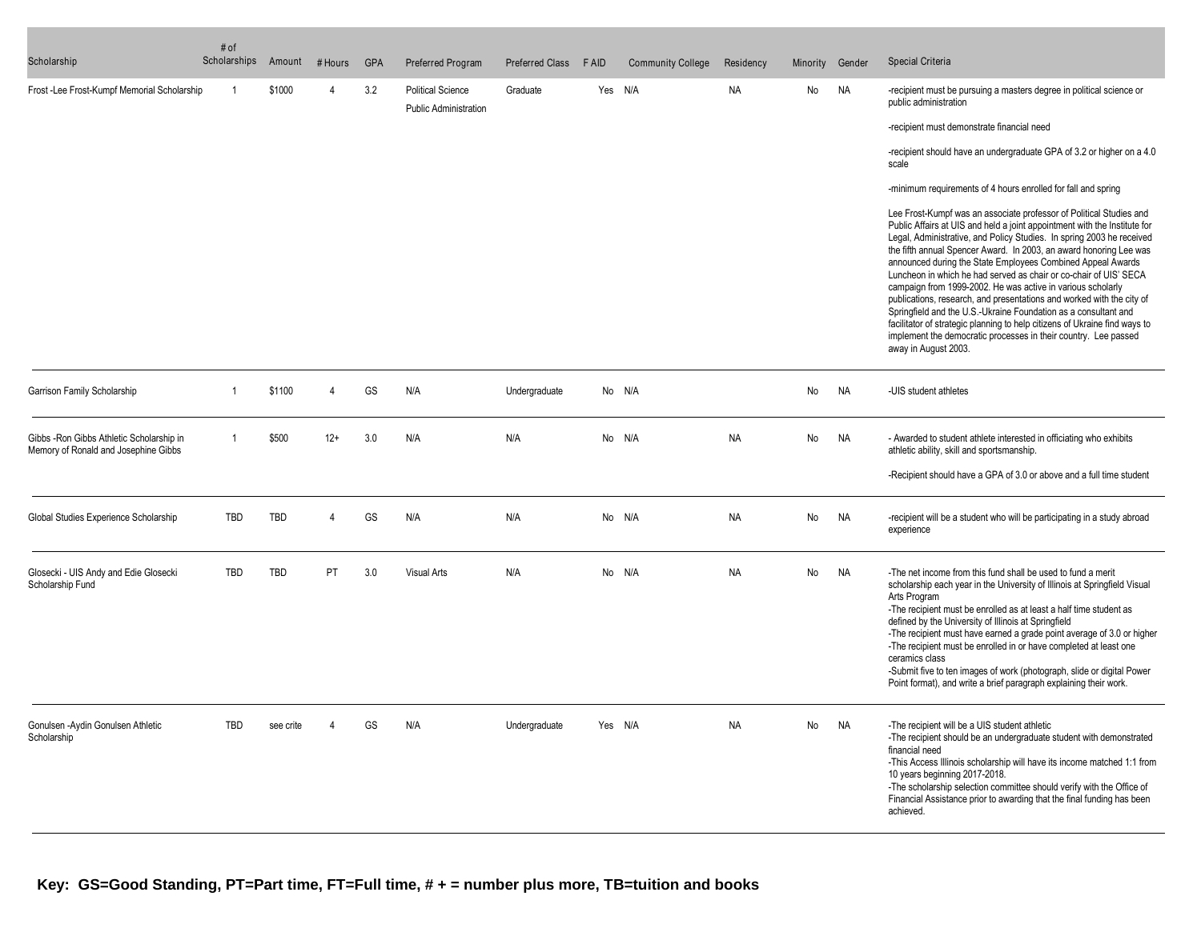| Scholarship | # of Scholarships | Amount | # Hours | GPA | Preferred Program | Preferred Class | F AID | Community College | Residency | Minority | Gender | Special Criteria |
|---|---|---|---|---|---|---|---|---|---|---|---|---|
| Frost -Lee Frost-Kumpf Memorial Scholarship | 1 | $1000 | 4 | 3.2 | Political Science<br>Public Administration | Graduate | Yes | N/A | NA | No | NA | -recipient must be pursuing a masters degree in political science or public administration<br>-recipient must demonstrate financial need<br>-recipient should have an undergraduate GPA of 3.2 or higher on a 4.0 scale<br>-minimum requirements of 4 hours enrolled for fall and spring<br>Lee Frost-Kumpf was an associate professor of Political Studies and Public Affairs at UIS and held a joint appointment with the Institute for Legal, Administrative, and Policy Studies. In spring 2003 he received the fifth annual Spencer Award. In 2003, an award honoring Lee was announced during the State Employees Combined Appeal Awards Luncheon in which he had served as chair or co-chair of UIS' SECA campaign from 1999-2002. He was active in various scholarly publications, research, and presentations and worked with the city of Springfield and the U.S.-Ukraine Foundation as a consultant and facilitator of strategic planning to help citizens of Ukraine find ways to implement the democratic processes in their country. Lee passed away in August 2003. |
| Garrison Family Scholarship | 1 | $1100 | 4 | GS | N/A | Undergraduate | No | N/A | | No | NA | -UIS student athletes |
| Gibbs -Ron Gibbs Athletic Scholarship in Memory of Ronald and Josephine Gibbs | 1 | $500 | 12+ | 3.0 | N/A | N/A | No | N/A | NA | No | NA | - Awarded to student athlete interested in officiating who exhibits athletic ability, skill and sportsmanship.<br>-Recipient should have a GPA of 3.0 or above and a full time student |
| Global Studies Experience Scholarship | TBD | TBD | 4 | GS | N/A | N/A | No | N/A | NA | No | NA | -recipient will be a student who will be participating in a study abroad experience |
| Glosecki - UIS Andy and Edie Glosecki Scholarship Fund | TBD | TBD | PT | 3.0 | Visual Arts | N/A | No | N/A | NA | No | NA | -The net income from this fund shall be used to fund a merit scholarship each year in the University of Illinois at Springfield Visual Arts Program<br>-The recipient must be enrolled as at least a half time student as defined by the University of Illinois at Springfield<br>-The recipient must have earned a grade point average of 3.0 or higher<br>-The recipient must be enrolled in or have completed at least one ceramics class<br>-Submit five to ten images of work (photograph, slide or digital Power Point format), and write a brief paragraph explaining their work. |
| Gonulsen -Aydin Gonulsen Athletic Scholarship | TBD | see crite | 4 | GS | N/A | Undergraduate | Yes | N/A | NA | No | NA | -The recipient will be a UIS student athletic<br>-The recipient should be an undergraduate student with demonstrated financial need<br>-This Access Illinois scholarship will have its income matched 1:1 from 10 years beginning 2017-2018.<br>-The scholarship selection committee should verify with the Office of Financial Assistance prior to awarding that the final funding has been achieved. |

**Key: GS=Good Standing, PT=Part time, FT=Full time, # + = number plus more, TB=tuition and books**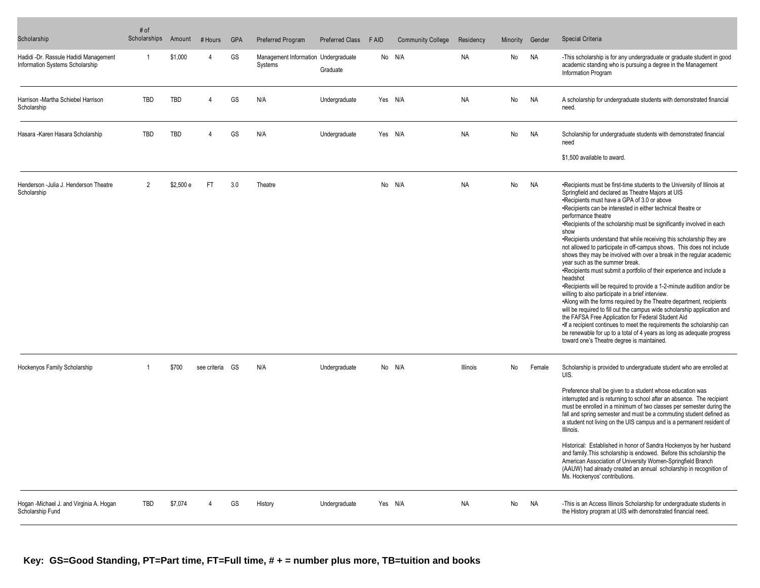| Scholarship | # of Scholarships | Amount | # Hours | GPA | Preferred Program | Preferred Class | F AID | Community College | Residency | Minority | Gender | Special Criteria |
|---|---|---|---|---|---|---|---|---|---|---|---|---|
| Hadidi -Dr. Rassule Hadidi Management Information Systems Scholarship | 1 | $1,000 | 4 | GS | Management Information Systems | Undergraduate Graduate | No | N/A | NA | No | NA | -This scholarship is for any undergraduate or graduate student in good academic standing who is pursuing a degree in the Management Information Program |
| Harrison -Martha Schiebel Harrison Scholarship | TBD | TBD | 4 | GS | N/A | Undergraduate | Yes | N/A | NA | No | NA | A scholarship for undergraduate students with demonstrated financial need. |
| Hasara -Karen Hasara Scholarship | TBD | TBD | 4 | GS | N/A | Undergraduate | Yes | N/A | NA | No | NA | Scholarship for undergraduate students with demonstrated financial need<br><br>$1,500 available to award. |
| Henderson -Julia J. Henderson Theatre Scholarship | 2 | $2,500 e | FT | 3.0 | Theatre | | No | N/A | NA | No | NA | •Recipients must be first-time students to the University of Illinois at Springfield and declared as Theatre Majors at UIS<br>•Recipients must have a GPA of 3.0 or above<br>•Recipients can be interested in either technical theatre or performance theatre<br>•Recipients of the scholarship must be significantly involved in each show<br>•Recipients understand that while receiving this scholarship they are not allowed to participate in off-campus shows. This does not include shows they may be involved with over a break in the regular academic year such as the summer break.<br>•Recipients must submit a portfolio of their experience and include a headshot<br>•Recipients will be required to provide a 1-2-minute audition and/or be willing to also participate in a brief interview.<br>•Along with the forms required by the Theatre department, recipients will be required to fill out the campus wide scholarship application and the FAFSA Free Application for Federal Student Aid<br>•If a recipient continues to meet the requirements the scholarship can be renewable for up to a total of 4 years as long as adequate progress toward one's Theatre degree is maintained. |
| Hockenyos Family Scholarship | 1 | $700 | see criteria | GS | N/A | Undergraduate | No | N/A | Illinois | No | Female | Scholarship is provided to undergraduate student who are enrolled at UIS.<br><br>Preference shall be given to a student whose education was interrupted and is returning to school after an absence. The recipient must be enrolled in a minimum of two classes per semester during the fall and spring semester and must be a commuting student defined as a student not living on the UIS campus and is a permanent resident of Illinois.<br><br>Historical: Established in honor of Sandra Hockenyos by her husband and family.This scholarship is endowed. Before this scholarship the American Association of University Women-Springfield Branch (AAUW) had already created an annual scholarship in recognition of Ms. Hockenyos' contributions. |
| Hogan -Michael J. and Virginia A. Hogan Scholarship Fund | TBD | $7,074 | 4 | GS | History | Undergraduate | Yes | N/A | NA | No | NA | -This is an Access Illinois Scholarship for undergraduate students in the History program at UIS with demonstrated financial need. |

**Key: GS=Good Standing, PT=Part time, FT=Full time, # + = number plus more, TB=tuition and books**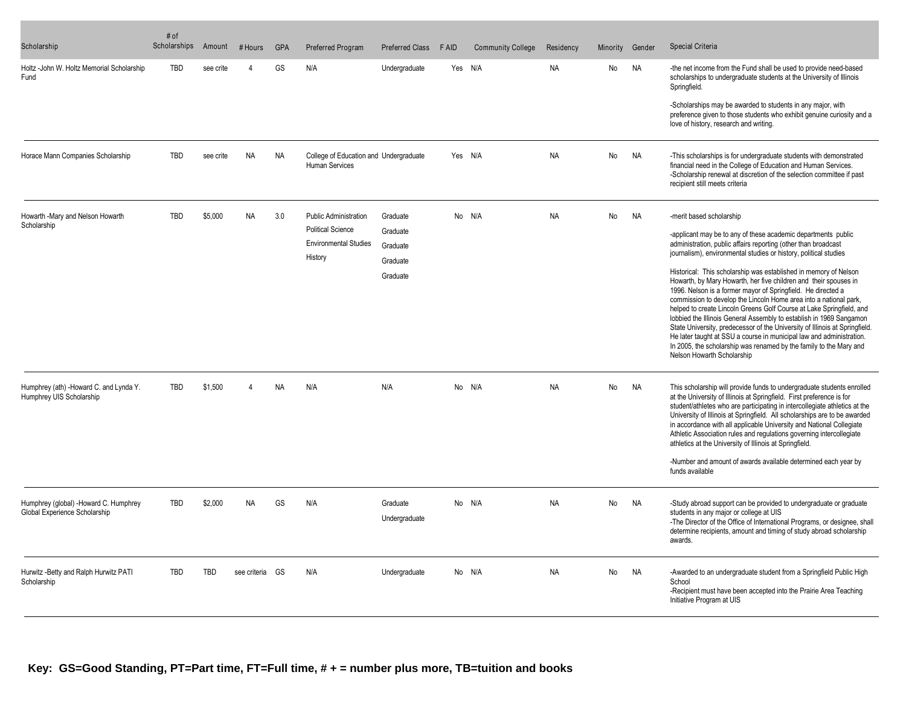| Scholarship | # of Scholarships | Amount | # Hours | GPA | Preferred Program | Preferred Class | F AID | Community College | Residency | Minority | Gender | Special Criteria |
|---|---|---|---|---|---|---|---|---|---|---|---|---|
| Holtz -John W. Holtz Memorial Scholarship Fund | TBD | see crite | 4 | GS | N/A | Undergraduate | Yes | N/A | NA | No | NA | -the net income from the Fund shall be used to provide need-based scholarships to undergraduate students at the University of Illinois Springfield.<br><br>-Scholarships may be awarded to students in any major, with preference given to those students who exhibit genuine curiosity and a love of history, research and writing. |
| Horace Mann Companies Scholarship | TBD | see crite | NA | NA | College of Education and Human Services | Undergraduate | Yes | N/A | NA | No | NA | -This scholarships is for undergraduate students with demonstrated financial need in the College of Education and Human Services.<br>-Scholarship renewal at discretion of the selection committee if past recipient still meets criteria |
| Howarth -Mary and Nelson Howarth Scholarship | TBD | $5,000 | NA | 3.0 | Public Administration<br>Political Science<br>Environmental Studies<br>History | Graduate<br>Graduate<br>Graduate<br>Graduate<br>Graduate | No | N/A | NA | No | NA | -merit based scholarship<br><br>-applicant may be to any of these academic departments public administration, public affairs reporting (other than broadcast journalism), environmental studies or history, political studies<br><br>Historical: This scholarship was established in memory of Nelson Howarth, by Mary Howarth, her five children and their spouses in 1996. Nelson is a former mayor of Springfield. He directed a commission to develop the Lincoln Home area into a national park, helped to create Lincoln Greens Golf Course at Lake Springfield, and lobbied the Illinois General Assembly to establish in 1969 Sangamon State University, predecessor of the University of Illinois at Springfield. He later taught at SSU a course in municipal law and administration. In 2005, the scholarship was renamed by the family to the Mary and Nelson Howarth Scholarship |
| Humphrey (ath) -Howard C. and Lynda Y. Humphrey UIS Scholarship | TBD | $1,500 | 4 | NA | N/A | N/A | No | N/A | NA | No | NA | This scholarship will provide funds to undergraduate students enrolled at the University of Illinois at Springfield. First preference is for student/athletes who are participating in intercollegiate athletics at the University of Illinois at Springfield. All scholarships are to be awarded in accordance with all applicable University and National Collegiate Athletic Association rules and regulations governing intercollegiate athletics at the University of Illinois at Springfield.<br><br>-Number and amount of awards available determined each year by funds available |
| Humphrey (global) -Howard C. Humphrey Global Experience Scholarship | TBD | $2,000 | NA | GS | N/A | Graduate<br>Undergraduate | No | N/A | NA | No | NA | -Study abroad support can be provided to undergraduate or graduate students in any major or college at UIS<br>-The Director of the Office of International Programs, or designee, shall determine recipients, amount and timing of study abroad scholarship awards. |
| Hurwitz -Betty and Ralph Hurwitz PATI Scholarship | TBD | TBD | see criteria | GS | N/A | Undergraduate | No | N/A | NA | No | NA | -Awarded to an undergraduate student from a Springfield Public High School<br>-Recipient must have been accepted into the Prairie Area Teaching Initiative Program at UIS |

**Key: GS=Good Standing, PT=Part time, FT=Full time, # + = number plus more, TB=tuition and books**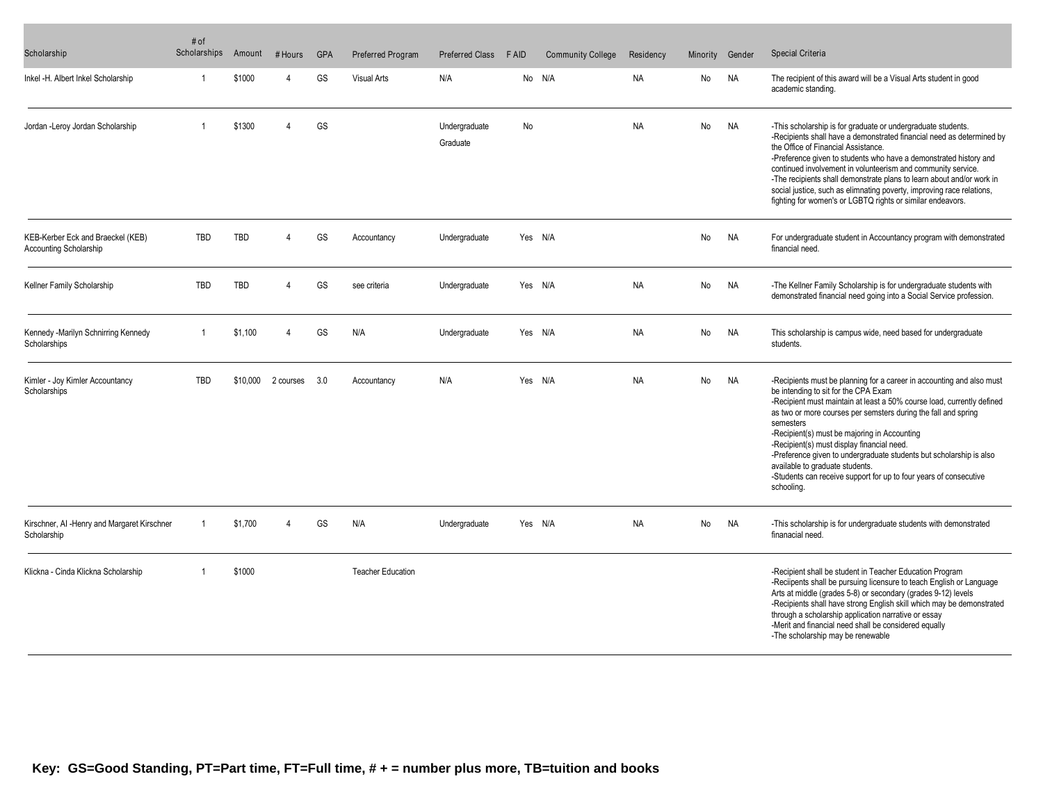| Scholarship | # of Scholarships | Amount | # Hours | GPA | Preferred Program | Preferred Class | F AID | Community College | Residency | Minority | Gender | Special Criteria |
|---|---|---|---|---|---|---|---|---|---|---|---|---|
| Inkel -H. Albert Inkel Scholarship | 1 | $1000 | 4 | GS | Visual Arts | N/A | No | N/A | NA | No | NA | The recipient of this award will be a Visual Arts student in good academic standing. |
| Jordan -Leroy Jordan Scholarship | 1 | $1300 | 4 | GS | | Undergraduate Graduate | No | | NA | No | NA | -This scholarship is for graduate or undergraduate students.<br>-Recipients shall have a demonstrated financial need as determined by the Office of Financial Assistance.<br>-Preference given to students who have a demonstrated history and continued involvement in volunteerism and community service.<br>-The recipients shall demonstrate plans to learn about and/or work in social justice, such as elimnating poverty, improving race relations, fighting for women's or LGBTQ rights or similar endeavors. |
| KEB-Kerber Eck and Braeckel (KEB) Accounting Scholarship | TBD | TBD | 4 | GS | Accountancy | Undergraduate | Yes | N/A | | No | NA | For undergraduate student in Accountancy program with demonstrated financial need. |
| Kellner Family Scholarship | TBD | TBD | 4 | GS | see criteria | Undergraduate | Yes | N/A | NA | No | NA | -The Kellner Family Scholarship is for undergraduate students with demonstrated financial need going into a Social Service profession. |
| Kennedy -Marilyn Schnirring Kennedy Scholarships | 1 | $1,100 | 4 | GS | N/A | Undergraduate | Yes | N/A | NA | No | NA | This scholarship is campus wide, need based for undergraduate students. |
| Kimler - Joy Kimler Accountancy Scholarships | TBD | $10,000 | 2 courses | 3.0 | Accountancy | N/A | Yes | N/A | NA | No | NA | -Recipients must be planning for a career in accounting and also must be intending to sit for the CPA Exam<br>-Recipient must maintain at least a 50% course load, currently defined as two or more courses per semsters during the fall and spring semesters<br>-Recipient(s) must be majoring in Accounting<br>-Recipient(s) must display financial need.<br>-Preference given to undergraduate students but scholarship is also available to graduate students.<br>-Students can receive support for up to four years of consecutive schooling. |
| Kirschner, Al -Henry and Margaret Kirschner Scholarship | 1 | $1,700 | 4 | GS | N/A | Undergraduate | Yes | N/A | NA | No | NA | -This scholarship is for undergraduate students with demonstrated finanacial need. |
| Klickna - Cinda Klickna Scholarship | 1 | $1000 | | | Teacher Education | | | | | | | -Recipient shall be student in Teacher Education Program<br>-Reciipents shall be pursuing licensure to teach English or Language Arts at middle (grades 5-8) or secondary (grades 9-12) levels<br>-Recipients shall have strong English skill which may be demonstrated through a scholarship application narrative or essay<br>-Merit and financial need shall be considered equally<br>-The scholarship may be renewable |

**Key: GS=Good Standing, PT=Part time, FT=Full time, # + = number plus more, TB=tuition and books**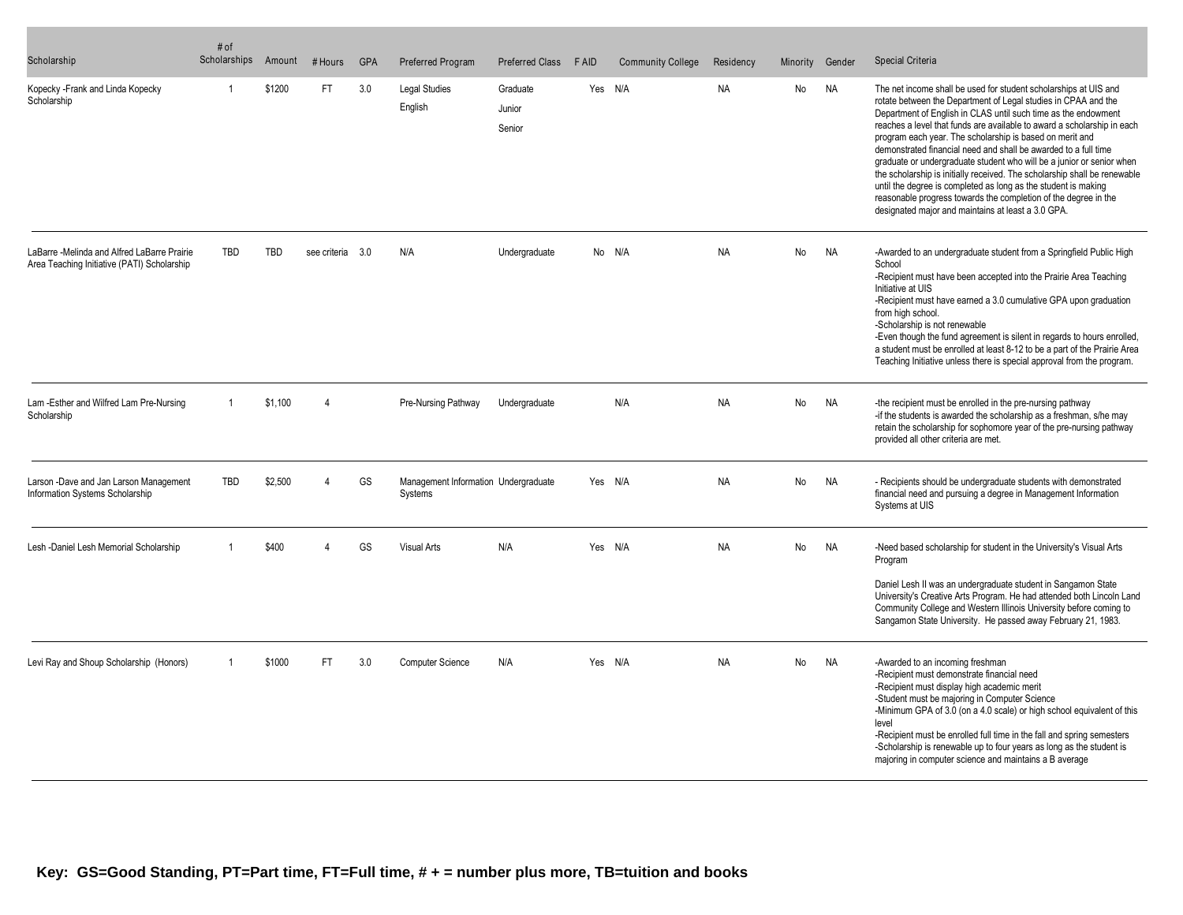| Scholarship | # of Scholarships | Amount | # Hours | GPA | Preferred Program | Preferred Class | F AID | Community College | Residency | Minority | Gender | Special Criteria |
|---|---|---|---|---|---|---|---|---|---|---|---|---|
| Kopecky -Frank and Linda Kopecky Scholarship | 1 | $1200 | FT | 3.0 | Legal Studies<br>English | Graduate<br>Junior<br>Senior | Yes | N/A | NA | No | NA | The net income shall be used for student scholarships at UIS and rotate between the Department of Legal studies in CPAA and the Department of English in CLAS until such time as the endowment reaches a level that funds are available to award a scholarship in each program each year. The scholarship is based on merit and demonstrated financial need and shall be awarded to a full time graduate or undergraduate student who will be a junior or senior when the scholarship is initially received. The scholarship shall be renewable until the degree is completed as long as the student is making reasonable progress towards the completion of the degree in the designated major and maintains at least a 3.0 GPA. |
| LaBarre -Melinda and Alfred LaBarre Prairie Area Teaching Initiative (PATI) Scholarship | TBD | TBD | see criteria | 3.0 | N/A | Undergraduate | No | N/A | NA | No | NA | -Awarded to an undergraduate student from a Springfield Public High School<br>-Recipient must have been accepted into the Prairie Area Teaching Initiative at UIS<br>-Recipient must have earned a 3.0 cumulative GPA upon graduation from high school.<br>-Scholarship is not renewable<br>-Even though the fund agreement is silent in regards to hours enrolled, a student must be enrolled at least 8-12 to be a part of the Prairie Area Teaching Initiative unless there is special approval from the program. |
| Lam -Esther and Wilfred Lam Pre-Nursing Scholarship | 1 | $1,100 | 4 | | Pre-Nursing Pathway | Undergraduate | | N/A | NA | No | NA | -the recipient must be enrolled in the pre-nursing pathway<br>-if the students is awarded the scholarship as a freshman, s/he may retain the scholarship for sophomore year of the pre-nursing pathway provided all other criteria are met. |
| Larson -Dave and Jan Larson Management Information Systems Scholarship | TBD | $2,500 | 4 | GS | Management Information Systems | Undergraduate | Yes | N/A | NA | No | NA | - Recipients should be undergraduate students with demonstrated financial need and pursuing a degree in Management Information Systems at UIS |
| Lesh -Daniel Lesh Memorial Scholarship | 1 | $400 | 4 | GS | Visual Arts | N/A | Yes | N/A | NA | No | NA | -Need based scholarship for student in the University's Visual Arts Program<br><br>Daniel Lesh II was an undergraduate student in Sangamon State University's Creative Arts Program. He had attended both Lincoln Land Community College and Western Illinois University before coming to Sangamon State University. He passed away February 21, 1983. |
| Levi Ray and Shoup Scholarship (Honors) | 1 | $1000 | FT | 3.0 | Computer Science | N/A | Yes | N/A | NA | No | NA | -Awarded to an incoming freshman<br>-Recipient must demonstrate financial need<br>-Recipient must display high academic merit<br>-Student must be majoring in Computer Science<br>-Minimum GPA of 3.0 (on a 4.0 scale) or high school equivalent of this level<br>-Recipient must be enrolled full time in the fall and spring semesters<br>-Scholarship is renewable up to four years as long as the student is majoring in computer science and maintains a B average |

**Key: GS=Good Standing, PT=Part time, FT=Full time, # + = number plus more, TB=tuition and books**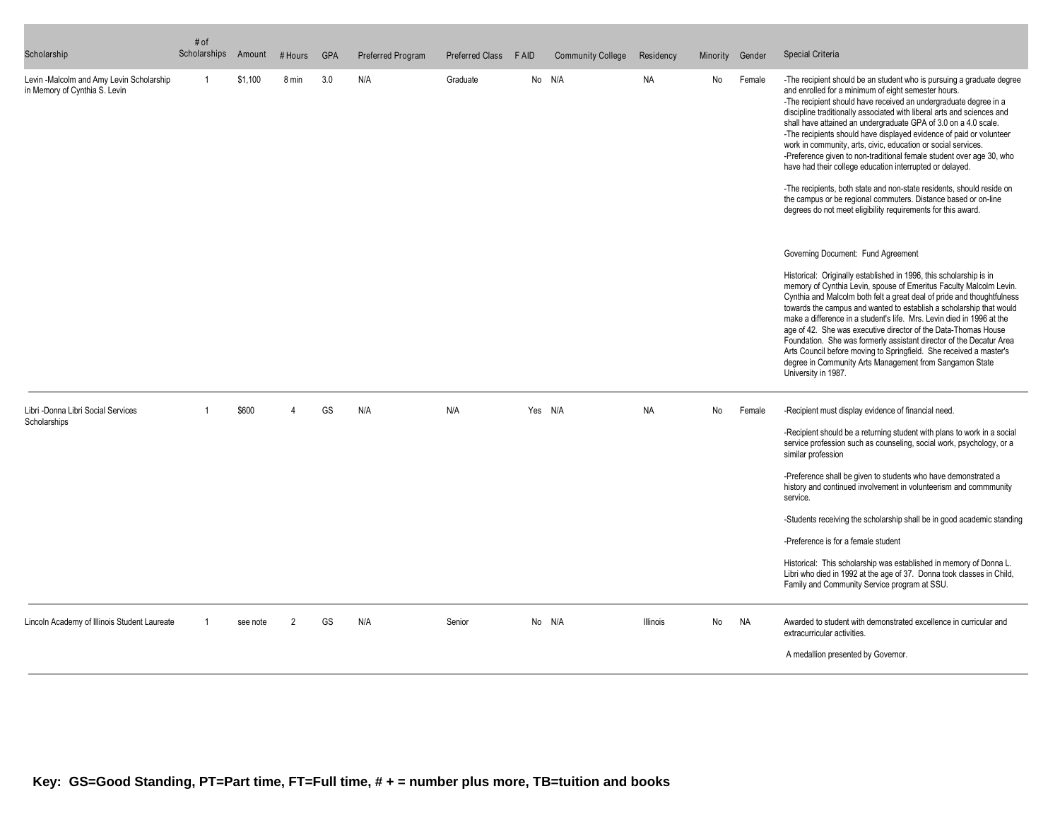| Scholarship | # of Scholarships | Amount | # Hours | GPA | Preferred Program | Preferred Class | F AID | Community College | Residency | Minority | Gender | Special Criteria |
|---|---|---|---|---|---|---|---|---|---|---|---|---|
| Levin -Malcolm and Amy Levin Scholarship in Memory of Cynthia S. Levin | 1 | $1,100 | 8 min | 3.0 | N/A | Graduate | No | N/A | NA | No | Female | -The recipient should be an student who is pursuing a graduate degree and enrolled for a minimum of eight semester hours.<br>-The recipient should have received an undergraduate degree in a discipline traditionally associated with liberal arts and sciences and shall have attained an undergraduate GPA of 3.0 on a 4.0 scale.<br>-The recipients should have displayed evidence of paid or volunteer work in community, arts, civic, education or social services.<br>-Preference given to non-traditional female student over age 30, who have had their college education interrupted or delayed.<br><br>-The recipients, both state and non-state residents, should reside on the campus or be regional commuters. Distance based or on-line degrees do not meet eligibility requirements for this award.<br><br>Governing Document: Fund Agreement<br><br>Historical: Originally established in 1996, this scholarship is in memory of Cynthia Levin, spouse of Emeritus Faculty Malcolm Levin. Cynthia and Malcolm both felt a great deal of pride and thoughtfulness towards the campus and wanted to establish a scholarship that would make a difference in a student's life. Mrs. Levin died in 1996 at the age of 42. She was executive director of the Data-Thomas House Foundation. She was formerly assistant director of the Decatur Area Arts Council before moving to Springfield. She received a master's degree in Community Arts Management from Sangamon State University in 1987. |
| Libri -Donna Libri Social Services Scholarships | 1 | $600 | 4 | GS | N/A | N/A | Yes | N/A | NA | No | Female | -Recipient must display evidence of financial need.<br><br>-Recipient should be a returning student with plans to work in a social service profession such as counseling, social work, psychology, or a similar profession<br><br>-Preference shall be given to students who have demonstrated a history and continued involvement in volunteerism and commmunity service.<br><br>-Students receiving the scholarship shall be in good academic standing<br><br>-Preference is for a female student<br><br>Historical: This scholarship was established in memory of Donna L. Libri who died in 1992 at the age of 37. Donna took classes in Child, Family and Community Service program at SSU. |
| Lincoln Academy of Illinois Student Laureate | 1 | see note | 2 | GS | N/A | Senior | No | N/A | Illinois | No | NA | Awarded to student with demonstrated excellence in curricular and extracurricular activities.<br><br>A medallion presented by Governor. |

**Key: GS=Good Standing, PT=Part time, FT=Full time, # + = number plus more, TB=tuition and books**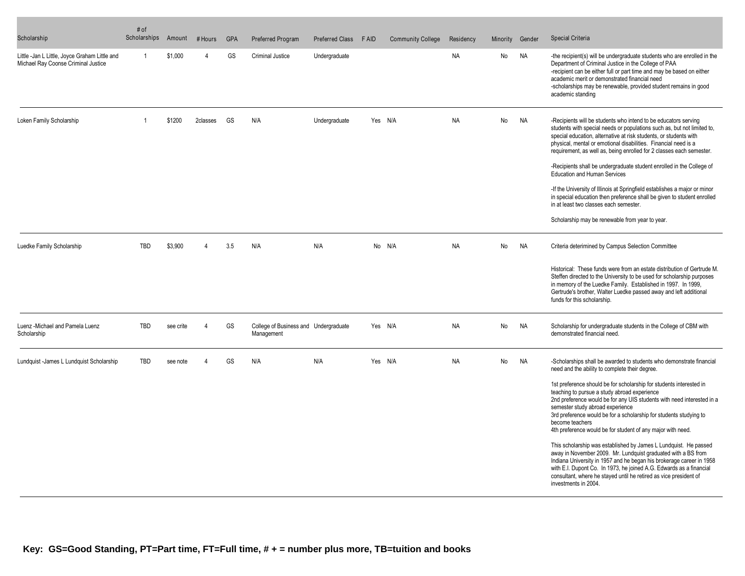| Scholarship | # of Scholarships | Amount | # Hours | GPA | Preferred Program | Preferred Class | F AID | Community College | Residency | Minority | Gender | Special Criteria |
|---|---|---|---|---|---|---|---|---|---|---|---|---|
| Little -Jan L Little, Joyce Graham Little and Michael Ray Coonse Criminal Justice | 1 | $1,000 | 4 | GS | Criminal Justice | Undergraduate | | | NA | No | NA | -the recipient(s) will be undergraduate students who are enrolled in the Department of Criminal Justice in the College of PAA<br>-recipient can be either full or part time and may be based on either academic merit or demonstrated financial need<br>-scholarships may be renewable, provided student remains in good academic standing |
| Loken Family Scholarship | 1 | $1200 | 2classes | GS | N/A | Undergraduate | Yes | N/A | NA | No | NA | -Recipients will be students who intend to be educators serving students with special needs or populations such as, but not limited to, special education, alternative at risk students, or students with physical, mental or emotional disabilities. Financial need is a requirement, as well as, being enrolled for 2 classes each semester.<br><br>-Recipients shall be undergraduate student enrolled in the College of Education and Human Services<br><br>-If the University of Illinois at Springfield establishes a major or minor in special education then preference shall be given to student enrolled in at least two classes each semester.<br><br>Scholarship may be renewable from year to year. |
| Luedke Family Scholarship | TBD | $3,900 | 4 | 3.5 | N/A | N/A | No | N/A | NA | No | NA | Criteria deterimined by Campus Selection Committee<br><br>Historical: These funds were from an estate distribution of Gertrude M. Steffen directed to the University to be used for scholarship purposes in memory of the Luedke Family. Established in 1997. In 1999, Gertrude's brother, Walter Luedke passed away and left additional funds for this scholarship. |
| Luenz -Michael and Pamela Luenz Scholarship | TBD | see crite | 4 | GS | College of Business and Management | Undergraduate | Yes | N/A | NA | No | NA | Scholarship for undergraduate students in the College of CBM with demonstrated financial need. |
| Lundquist -James L Lundquist Scholarship | TBD | see note | 4 | GS | N/A | N/A | Yes | N/A | NA | No | NA | -Scholarships shall be awarded to students who demonstrate financial need and the ability to complete their degree.<br><br>1st preference should be for scholarship for students interested in teaching to pursue a study abroad experience<br>2nd preference would be for any UIS students with need interested in a semester study abroad experience<br>3rd preference would be for a scholarship for students studying to become teachers<br>4th preference would be for student of any major with need.<br><br>This scholarship was established by James L Lundquist. He passed away in November 2009. Mr. Lundquist graduated with a BS from Indiana University in 1957 and he began his brokerage career in 1958 with E.I. Dupont Co. In 1973, he joined A.G. Edwards as a financial consultant, where he stayed until he retired as vice president of investments in 2004. |

**Key: GS=Good Standing, PT=Part time, FT=Full time, # + = number plus more, TB=tuition and books**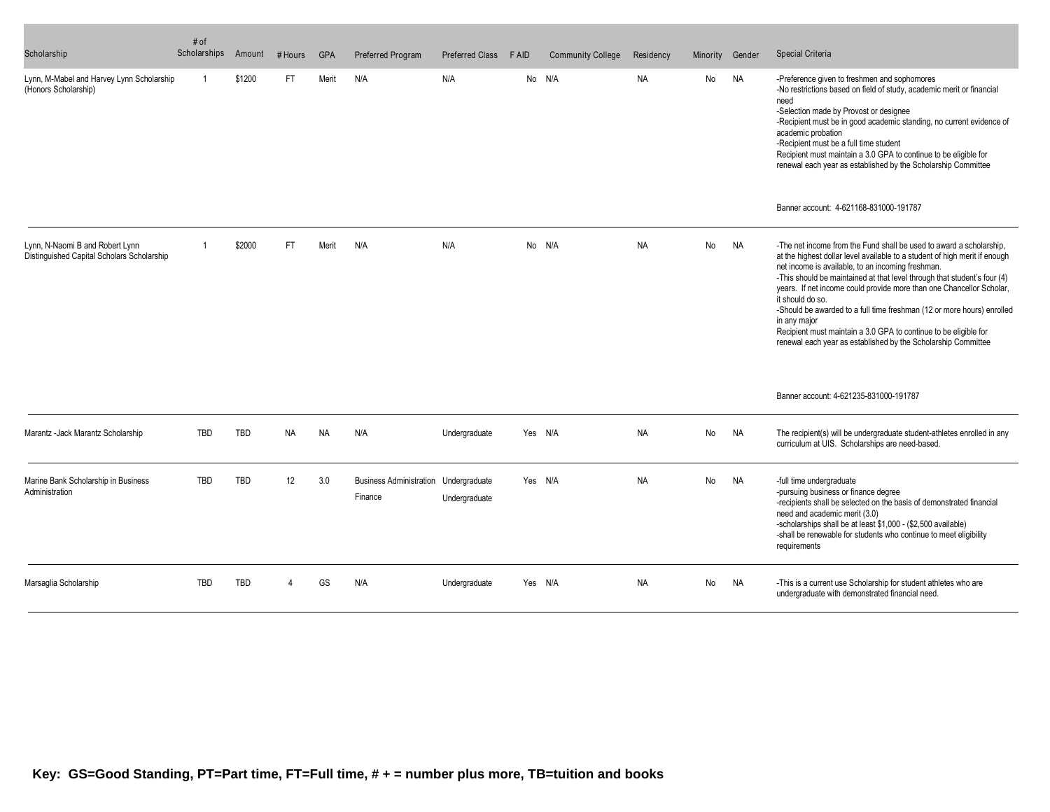| Scholarship | # of Scholarships | Amount | # Hours | GPA | Preferred Program | Preferred Class | F AID | Community College | Residency | Minority | Gender | Special Criteria |
|---|---|---|---|---|---|---|---|---|---|---|---|---|
| Lynn, M-Mabel and Harvey Lynn Scholarship (Honors Scholarship) | 1 | $1200 | FT | Merit | N/A | N/A | No | N/A | NA | No | NA | -Preference given to freshmen and sophomores<br>-No restrictions based on field of study, academic merit or financial need<br>-Selection made by Provost or designee<br>-Recipient must be in good academic standing, no current evidence of academic probation<br>-Recipient must be a full time student<br>Recipient must maintain a 3.0 GPA to continue to be eligible for renewal each year as established by the Scholarship Committee<br><br>Banner account: 4-621168-831000-191787 |
| Lynn, N-Naomi B and Robert Lynn Distinguished Capital Scholars Scholarship | 1 | $2000 | FT | Merit | N/A | N/A | No | N/A | NA | No | NA | -The net income from the Fund shall be used to award a scholarship, at the highest dollar level available to a student of high merit if enough net income is available, to an incoming freshman.<br>-This should be maintained at that level through that student's four (4) years. If net income could provide more than one Chancellor Scholar, it should do so.<br>-Should be awarded to a full time freshman (12 or more hours) enrolled in any major<br>Recipient must maintain a 3.0 GPA to continue to be eligible for renewal each year as established by the Scholarship Committee<br><br>Banner account: 4-621235-831000-191787 |
| Marantz -Jack Marantz Scholarship | TBD | TBD | NA | NA | N/A | Undergraduate | Yes | N/A | NA | No | NA | The recipient(s) will be undergraduate student-athletes enrolled in any curriculum at UIS. Scholarships are need-based. |
| Marine Bank Scholarship in Business Administration | TBD | TBD | 12 | 3.0 | Business Administration<br>Finance | Undergraduate<br>Undergraduate | Yes | N/A | NA | No | NA | -full time undergraduate<br>-pursuing business or finance degree<br>-recipients shall be selected on the basis of demonstrated financial need and academic merit (3.0)<br>-scholarships shall be at least $1,000 - ($2,500 available)<br>-shall be renewable for students who continue to meet eligibility requirements |
| Marsaglia Scholarship | TBD | TBD | 4 | GS | N/A | Undergraduate | Yes | N/A | NA | No | NA | -This is a current use Scholarship for student athletes who are undergraduate with demonstrated financial need. |

**Key: GS=Good Standing, PT=Part time, FT=Full time, # + = number plus more, TB=tuition and books**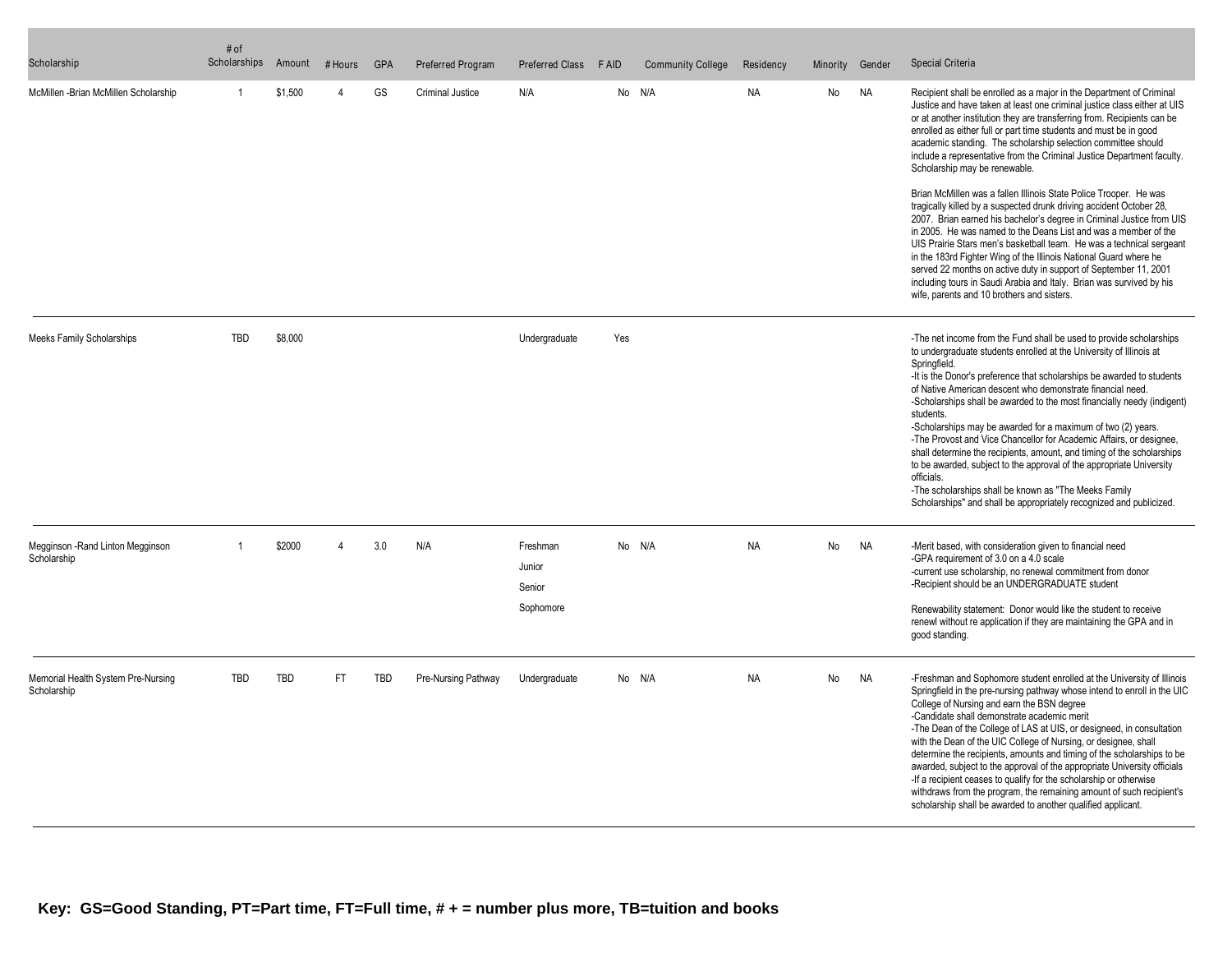| Scholarship | # of Scholarships | Amount | # Hours | GPA | Preferred Program | Preferred Class | F AID | Community College | Residency | Minority | Gender | Special Criteria |
|---|---|---|---|---|---|---|---|---|---|---|---|---|
| McMillen -Brian McMillen Scholarship | 1 | $1,500 | 4 | GS | Criminal Justice | N/A | No | N/A | NA | No | NA | Recipient shall be enrolled as a major in the Department of Criminal Justice and have taken at least one criminal justice class either at UIS or at another institution they are transferring from. Recipients can be enrolled as either full or part time students and must be in good academic standing. The scholarship selection committee should include a representative from the Criminal Justice Department faculty. Scholarship may be renewable.<br><br>Brian McMillen was a fallen Illinois State Police Trooper. He was tragically killed by a suspected drunk driving accident October 28, 2007. Brian earned his bachelor's degree in Criminal Justice from UIS in 2005. He was named to the Deans List and was a member of the UIS Prairie Stars men's basketball team. He was a technical sergeant in the 183rd Fighter Wing of the Illinois National Guard where he served 22 months on active duty in support of September 11, 2001 including tours in Saudi Arabia and Italy. Brian was survived by his wife, parents and 10 brothers and sisters. |
| Meeks Family Scholarships | TBD | $8,000 | | | | Undergraduate | Yes | | | | | -The net income from the Fund shall be used to provide scholarships to undergraduate students enrolled at the University of Illinois at Springfield.<br>-It is the Donor's preference that scholarships be awarded to students of Native American descent who demonstrate financial need.<br>-Scholarships shall be awarded to the most financially needy (indigent) students.<br>-Scholarships may be awarded for a maximum of two (2) years.<br>-The Provost and Vice Chancellor for Academic Affairs, or designee, shall determine the recipients, amount, and timing of the scholarships to be awarded, subject to the approval of the appropriate University officials.<br>-The scholarships shall be known as "The Meeks Family Scholarships" and shall be appropriately recognized and publicized. |
| Megginson -Rand Linton Megginson Scholarship | 1 | $2000 | 4 | 3.0 | N/A | Freshman<br>Junior<br>Senior<br>Sophomore | No | N/A | NA | No | NA | -Merit based, with consideration given to financial need<br>-GPA requirement of 3.0 on a 4.0 scale<br>-current use scholarship, no renewal commitment from donor<br>-Recipient should be an UNDERGRADUATE student<br><br>Renewability statement: Donor would like the student to receive renewl without re application if they are maintaining the GPA and in good standing. |
| Memorial Health System Pre-Nursing Scholarship | TBD | TBD | FT | TBD | Pre-Nursing Pathway | Undergraduate | No | N/A | NA | No | NA | -Freshman and Sophomore student enrolled at the University of Illinois Springfield in the pre-nursing pathway whose intend to enroll in the UIC College of Nursing and earn the BSN degree<br>-Candidate shall demonstrate academic merit<br>-The Dean of the College of LAS at UIS, or designeed, in consultation with the Dean of the UIC College of Nursing, or designee, shall determine the recipients, amounts and timing of the scholarships to be awarded, subject to the approval of the appropriate University officials<br>-If a recipient ceases to qualify for the scholarship or otherwise withdraws from the program, the remaining amount of such recipient's scholarship shall be awarded to another qualified applicant. |

**Key: GS=Good Standing, PT=Part time, FT=Full time, # + = number plus more, TB=tuition and books**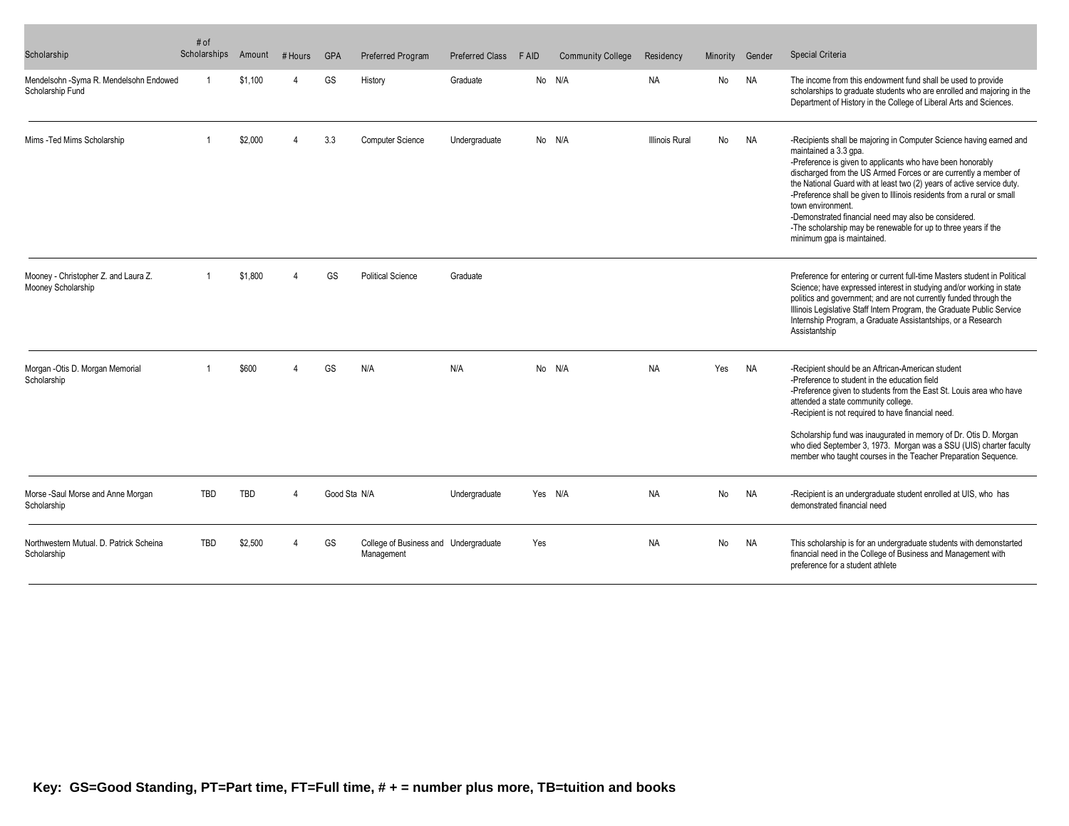| Scholarship | # of Scholarships | Amount | # Hours | GPA | Preferred Program | Preferred Class | F AID | Community College | Residency | Minority | Gender | Special Criteria |
|---|---|---|---|---|---|---|---|---|---|---|---|---|
| Mendelsohn -Syma R. Mendelsohn Endowed Scholarship Fund | 1 | $1,100 | 4 | GS | History | Graduate | No | N/A | NA | No | NA | The income from this endowment fund shall be used to provide scholarships to graduate students who are enrolled and majoring in the Department of History in the College of Liberal Arts and Sciences. |
| Mims -Ted Mims Scholarship | 1 | $2,000 | 4 | 3.3 | Computer Science | Undergraduate | No | N/A | Illinois Rural | No | NA | -Recipients shall be majoring in Computer Science having earned and maintained a 3.3 gpa.<br>-Preference is given to applicants who have been honorably discharged from the US Armed Forces or are currently a member of the National Guard with at least two (2) years of active service duty.<br>-Preference shall be given to Illinois residents from a rural or small town environment.<br>-Demonstrated financial need may also be considered.<br>-The scholarship may be renewable for up to three years if the minimum gpa is maintained. |
| Mooney - Christopher Z. and Laura Z. Mooney Scholarship | 1 | $1,800 | 4 | GS | Political Science | Graduate | | | | | | Preference for entering or current full-time Masters student in Political Science; have expressed interest in studying and/or working in state politics and government; and are not currently funded through the Illinois Legislative Staff Intern Program, the Graduate Public Service Internship Program, a Graduate Assistantships, or a Research Assistantship |
| Morgan -Otis D. Morgan Memorial Scholarship | 1 | $600 | 4 | GS | N/A | N/A | No | N/A | NA | Yes | NA | -Recipient should be an Aftrican-American student<br>-Preference to student in the education field<br>-Preference given to students from the East St. Louis area who have attended a state community college.<br>-Recipient is not required to have financial need.<br><br>Scholarship fund was inaugurated in memory of Dr. Otis D. Morgan who died September 3, 1973. Morgan was a SSU (UIS) charter faculty member who taught courses in the Teacher Preparation Sequence. |
| Morse -Saul Morse and Anne Morgan Scholarship | TBD | TBD | 4 | Good Sta | N/A | Undergraduate | Yes | N/A | NA | No | NA | -Recipient is an undergraduate student enrolled at UIS, who has demonstrated financial need |
| Northwestern Mutual. D. Patrick Scheina Scholarship | TBD | $2,500 | 4 | GS | College of Business and Management | Undergraduate | Yes | | NA | No | NA | This scholarship is for an undergraduate students with demonstarted financial need in the College of Business and Management with preference for a student athlete |

**Key: GS=Good Standing, PT=Part time, FT=Full time, # + = number plus more, TB=tuition and books**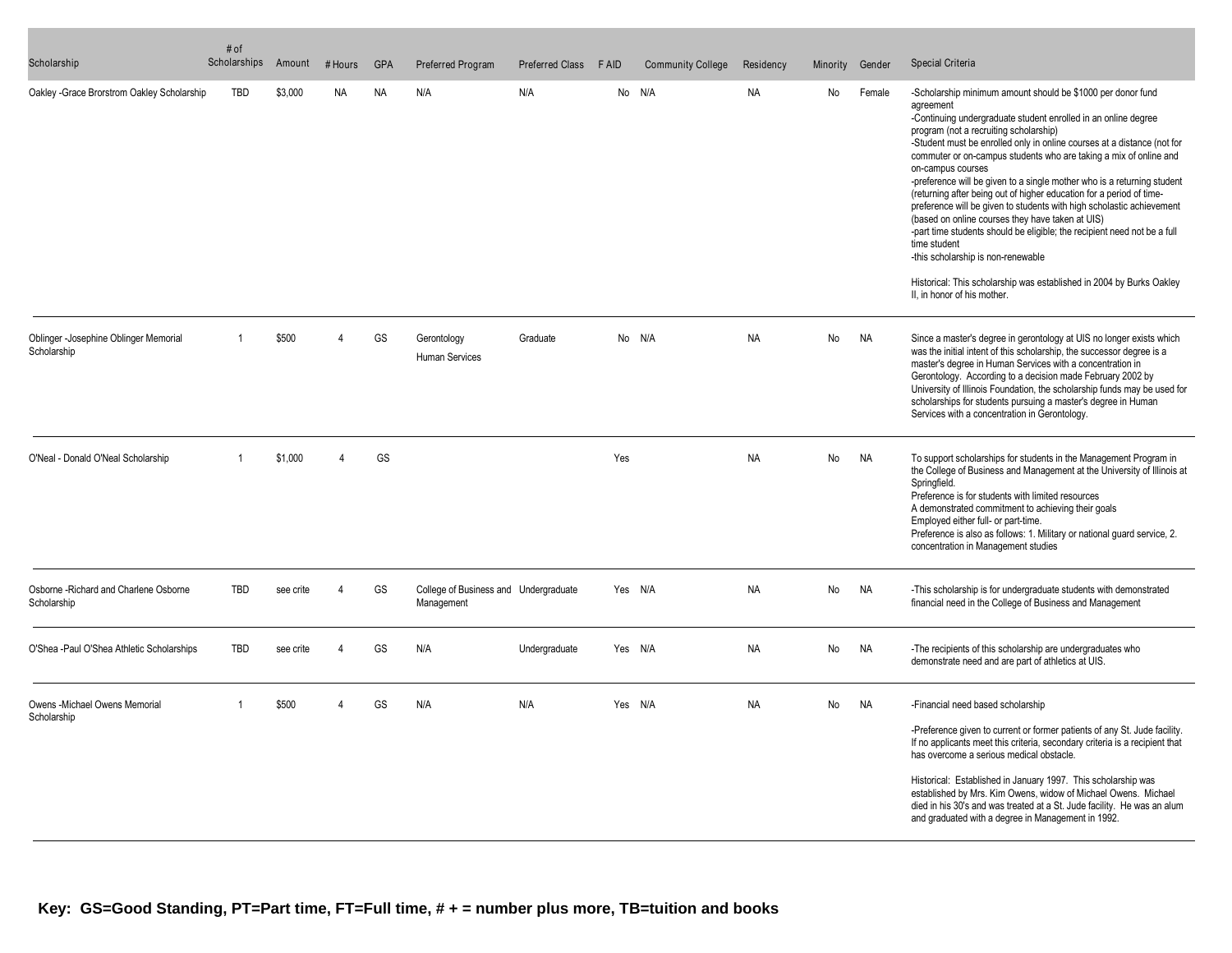| Scholarship | # of Scholarships | Amount | # Hours | GPA | Preferred Program | Preferred Class | F AID | Community College | Residency | Minority | Gender | Special Criteria |
|---|---|---|---|---|---|---|---|---|---|---|---|---|
| Oakley -Grace Brorstrom Oakley Scholarship | TBD | $3,000 | NA | NA | N/A | N/A | No | N/A | NA | No | Female | -Scholarship minimum amount should be $1000 per donor fund agreement<br>-Continuing undergraduate student enrolled in an online degree program (not a recruiting scholarship)<br>-Student must be enrolled only in online courses at a distance (not for commuter or on-campus students who are taking a mix of online and on-campus courses<br>-preference will be given to a single mother who is a returning student (returning after being out of higher education for a period of time-preference will be given to students with high scholastic achievement (based on online courses they have taken at UIS)<br>-part time students should be eligible; the recipient need not be a full time student<br>-this scholarship is non-renewable<br><br>Historical: This scholarship was established in 2004 by Burks Oakley II, in honor of his mother. |
| Oblinger -Josephine Oblinger Memorial Scholarship | 1 | $500 | 4 | GS | Gerontology<br>Human Services | Graduate | No | N/A | NA | No | NA | Since a master's degree in gerontology at UIS no longer exists which was the initial intent of this scholarship, the successor degree is a master's degree in Human Services with a concentration in Gerontology. According to a decision made February 2002 by University of Illinois Foundation, the scholarship funds may be used for scholarships for students pursuing a master's degree in Human Services with a concentration in Gerontology. |
| O'Neal - Donald O'Neal Scholarship | 1 | $1,000 | 4 | GS | | | Yes | | NA | No | NA | To support scholarships for students in the Management Program in the College of Business and Management at the University of Illinois at Springfield.<br>Preference is for students with limited resources<br>A demonstrated commitment to achieving their goals<br>Employed either full- or part-time.<br>Preference is also as follows: 1. Military or national guard service, 2. concentration in Management studies |
| Osborne -Richard and Charlene Osborne Scholarship | TBD | see crite | 4 | GS | College of Business and Management | Undergraduate | Yes | N/A | NA | No | NA | -This scholarship is for undergraduate students with demonstrated financial need in the College of Business and Management |
| O'Shea -Paul O'Shea Athletic Scholarships | TBD | see crite | 4 | GS | N/A | Undergraduate | Yes | N/A | NA | No | NA | -The recipients of this scholarship are undergraduates who demonstrate need and are part of athletics at UIS. |
| Owens -Michael Owens Memorial Scholarship | 1 | $500 | 4 | GS | N/A | N/A | Yes | N/A | NA | No | NA | -Financial need based scholarship<br><br>-Preference given to current or former patients of any St. Jude facility. If no applicants meet this criteria, secondary criteria is a recipient that has overcome a serious medical obstacle.<br><br>Historical: Established in January 1997. This scholarship was established by Mrs. Kim Owens, widow of Michael Owens. Michael died in his 30's and was treated at a St. Jude facility. He was an alum and graduated with a degree in Management in 1992. |

**Key: GS=Good Standing, PT=Part time, FT=Full time, # + = number plus more, TB=tuition and books**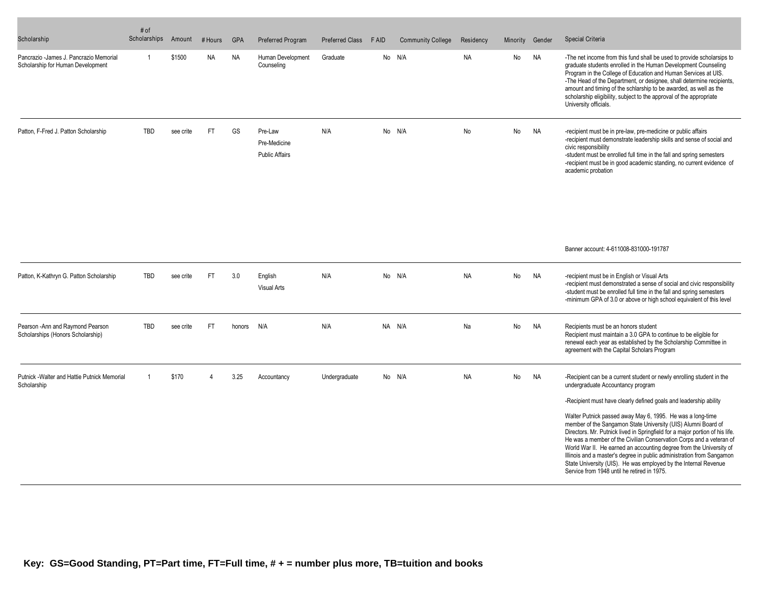| Scholarship | # of Scholarships | Amount | # Hours | GPA | Preferred Program | Preferred Class | F AID | Community College | Residency | Minority | Gender | Special Criteria |
|---|---|---|---|---|---|---|---|---|---|---|---|---|
| Pancrazio -James J. Pancrazio Memorial Scholarship for Human Development | 1 | $1500 | NA | NA | Human Development Counseling | Graduate | No | N/A | NA | No | NA | -The net income from this fund shall be used to provide scholarsips to graduate students enrolled in the Human Development Counseling Program in the College of Education and Human Services at UIS. -The Head of the Department, or designee, shall determine recipients, amount and timing of the schlarship to be awarded, as well as the scholarship eligibility, subject to the approval of the appropriate University officials. |
| Patton, F-Fred J. Patton Scholarship | TBD | see crite | FT | GS | Pre-Law<br>Pre-Medicine<br>Public Affairs | N/A | No | N/A | No | No | NA | -recipient must be in pre-law, pre-medicine or public affairs -recipient must demonstrate leadership skills and sense of social and civic responsibility -student must be enrolled full time in the fall and spring semesters -recipient must be in good academic standing, no current evidence of academic probation<br><br>Banner account: 4-611008-831000-191787 |
| Patton, K-Kathryn G. Patton Scholarship | TBD | see crite | FT | 3.0 | English<br>Visual Arts | N/A | No | N/A | NA | No | NA | -recipient must be in English or Visual Arts -recipient must demonstrated a sense of social and civic responsibility -student must be enrolled full time in the fall and spring semesters -minimum GPA of 3.0 or above or high school equivalent of this level |
| Pearson -Ann and Raymond Pearson Scholarships (Honors Scholarship) | TBD | see crite | FT | honors | N/A | N/A | NA | N/A | Na | No | NA | Recipients must be an honors student Recipient must maintain a 3.0 GPA to continue to be eligible for renewal each year as established by the Scholarship Committee in agreement with the Capital Scholars Program |
| Putnick -Walter and Hattie Putnick Memorial Scholarship | 1 | $170 | 4 | 3.25 | Accountancy | Undergraduate | No | N/A | NA | No | NA | -Recipient can be a current student or newly enrolling student in the undergraduate Accountancy program<br><br>-Recipient must have clearly defined goals and leadership ability<br><br>Walter Putnick passed away May 6, 1995. He was a long-time member of the Sangamon State University (UIS) Alumni Board of Directors. Mr. Putnick lived in Springfield for a major portion of his life. He was a member of the Civilian Conservation Corps and a veteran of World War II. He earned an accounting degree from the University of Illinois and a master's degree in public administration from Sangamon State University (UIS). He was employed by the Internal Revenue Service from 1948 until he retired in 1975. |

**Key: GS=Good Standing, PT=Part time, FT=Full time, # + = number plus more, TB=tuition and books**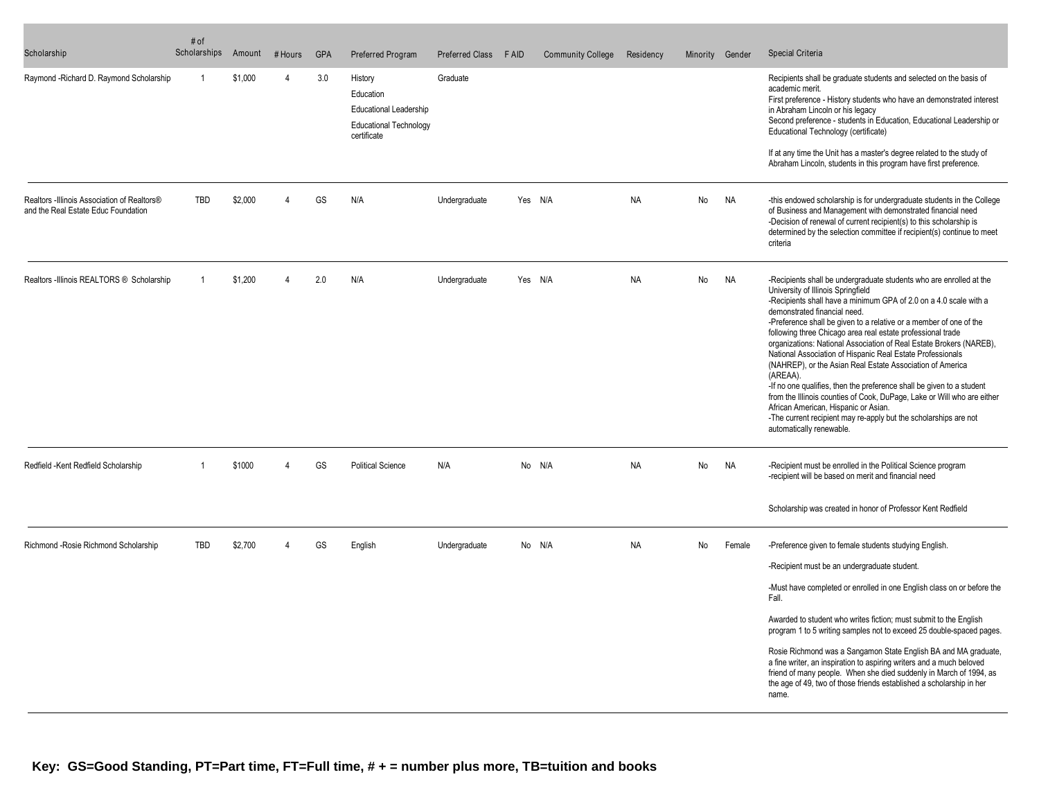| Scholarship | # of Scholarships | Amount | # Hours | GPA | Preferred Program | Preferred Class | F AID | Community College | Residency | Minority | Gender | Special Criteria |
|---|---|---|---|---|---|---|---|---|---|---|---|---|
| Raymond -Richard D. Raymond Scholarship | 1 | $1,000 | 4 | 3.0 | History<br>Education<br>Educational Leadership<br>Educational Technology certificate | Graduate | | | | | | Recipients shall be graduate students and selected on the basis of academic merit.<br>First preference - History students who have an demonstrated interest in Abraham Lincoln or his legacy<br>Second preference - students in Education, Educational Leadership or Educational Technology (certificate)<br><br>If at any time the Unit has a master's degree related to the study of Abraham Lincoln, students in this program have first preference. |
| Realtors -Illinois Association of Realtors® and the Real Estate Educ Foundation | TBD | $2,000 | 4 | GS | N/A | Undergraduate | Yes | N/A | NA | No | NA | -this endowed scholarship is for undergraduate students in the College of Business and Management with demonstrated financial need<br>-Decision of renewal of current recipient(s) to this scholarship is determined by the selection committee if recipient(s) continue to meet criteria |
| Realtors -Illinois REALTORS ® Scholarship | 1 | $1,200 | 4 | 2.0 | N/A | Undergraduate | Yes | N/A | NA | No | NA | -Recipients shall be undergraduate students who are enrolled at the University of Illinois Springfield<br>-Recipients shall have a minimum GPA of 2.0 on a 4.0 scale with a demonstrated financial need.<br>-Preference shall be given to a relative or a member of one of the following three Chicago area real estate professional trade organizations: National Association of Real Estate Brokers (NAREB), National Association of Hispanic Real Estate Professionals (NAHREP), or the Asian Real Estate Association of America (AREAA).<br>-If no one qualifies, then the preference shall be given to a student from the Illinois counties of Cook, DuPage, Lake or Will who are either African American, Hispanic or Asian.<br>-The current recipient may re-apply but the scholarships are not automatically renewable. |
| Redfield -Kent Redfield Scholarship | 1 | $1000 | 4 | GS | Political Science | N/A | No | N/A | NA | No | NA | -Recipient must be enrolled in the Political Science program<br>-recipient will be based on merit and financial need<br><br>Scholarship was created in honor of Professor Kent Redfield |
| Richmond -Rosie Richmond Scholarship | TBD | $2,700 | 4 | GS | English | Undergraduate | No | N/A | NA | No | Female | -Preference given to female students studying English.<br>-Recipient must be an undergraduate student.<br>-Must have completed or enrolled in one English class on or before the Fall.<br>Awarded to student who writes fiction; must submit to the English program 1 to 5 writing samples not to exceed 25 double-spaced pages.<br>Rosie Richmond was a Sangamon State English BA and MA graduate, a fine writer, an inspiration to aspiring writers and a much beloved friend of many people. When she died suddenly in March of 1994, as the age of 49, two of those friends established a scholarship in her name. |

**Key: GS=Good Standing, PT=Part time, FT=Full time, # + = number plus more, TB=tuition and books**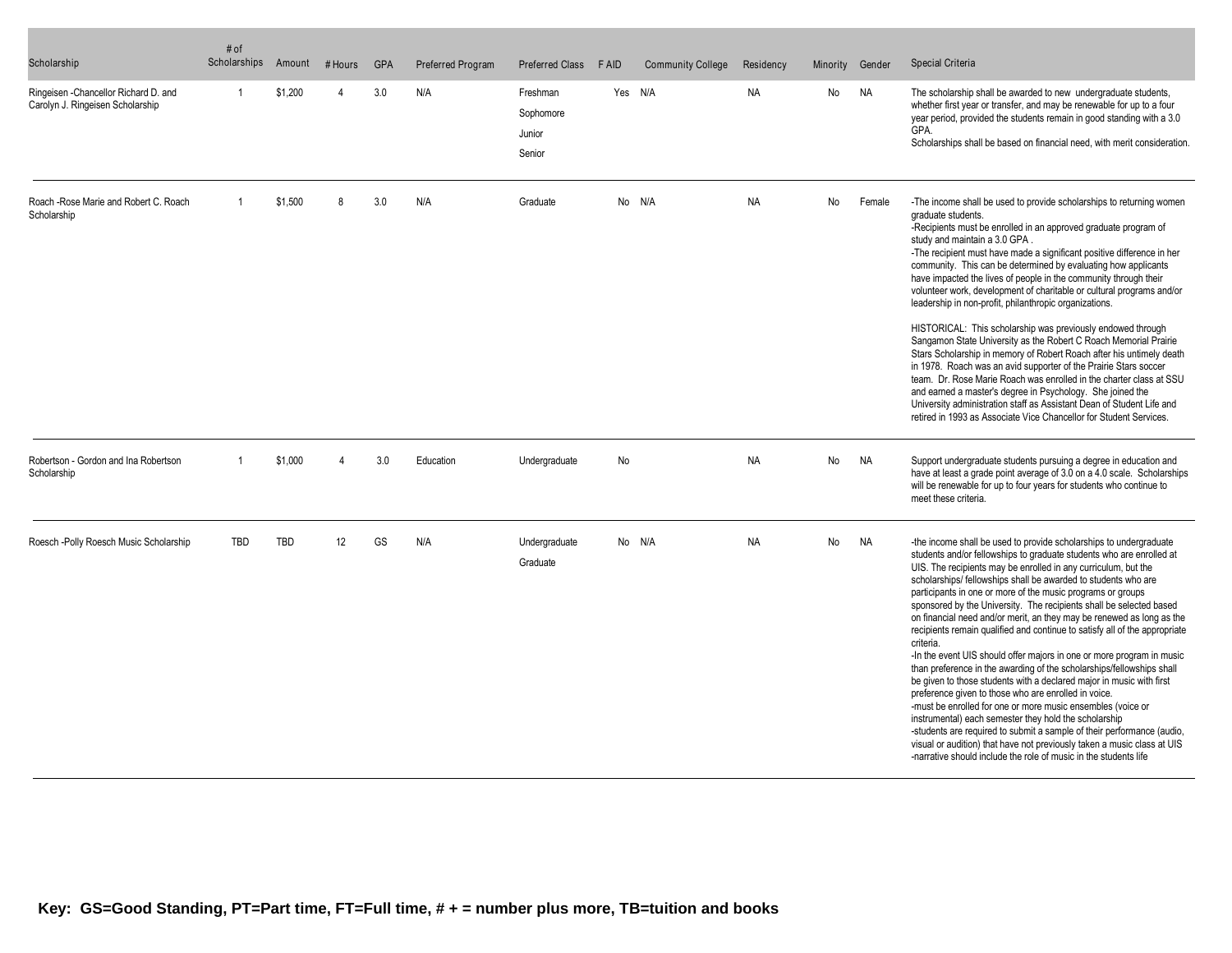| Scholarship | # of Scholarships | Amount | # Hours | GPA | Preferred Program | Preferred Class | F AID | Community College | Residency | Minority | Gender | Special Criteria |
|---|---|---|---|---|---|---|---|---|---|---|---|---|
| Ringeisen -Chancellor Richard D. and Carolyn J. Ringeisen Scholarship | 1 | $1,200 | 4 | 3.0 | N/A | Freshman<br>Sophomore<br>Junior<br>Senior | Yes | N/A | NA | No | NA | The scholarship shall be awarded to new undergraduate students, whether first year or transfer, and may be renewable for up to a four year period, provided the students remain in good standing with a 3.0 GPA.<br>Scholarships shall be based on financial need, with merit consideration. |
| Roach -Rose Marie and Robert C. Roach Scholarship | 1 | $1,500 | 8 | 3.0 | N/A | Graduate | No | N/A | NA | No | Female | -The income shall be used to provide scholarships to returning women graduate students.<br>-Recipients must be enrolled in an approved graduate program of study and maintain a 3.0 GPA .<br>-The recipient must have made a significant positive difference in her community. This can be determined by evaluating how applicants have impacted the lives of people in the community through their volunteer work, development of charitable or cultural programs and/or leadership in non-profit, philanthropic organizations.<br><br>HISTORICAL: This scholarship was previously endowed through Sangamon State University as the Robert C Roach Memorial Prairie Stars Scholarship in memory of Robert Roach after his untimely death in 1978. Roach was an avid supporter of the Prairie Stars soccer team. Dr. Rose Marie Roach was enrolled in the charter class at SSU and earned a master's degree in Psychology. She joined the University administration staff as Assistant Dean of Student Life and retired in 1993 as Associate Vice Chancellor for Student Services. |
| Robertson - Gordon and Ina Robertson Scholarship | 1 | $1,000 | 4 | 3.0 | Education | Undergraduate | No | | NA | No | NA | Support undergraduate students pursuing a degree in education and have at least a grade point average of 3.0 on a 4.0 scale. Scholarships will be renewable for up to four years for students who continue to meet these criteria. |
| Roesch -Polly Roesch Music Scholarship | TBD | TBD | 12 | GS | N/A | Undergraduate<br>Graduate | No | N/A | NA | No | NA | -the income shall be used to provide scholarships to undergraduate students and/or fellowships to graduate students who are enrolled at UIS. The recipients may be enrolled in any curriculum, but the scholarships/ fellowships shall be awarded to students who are participants in one or more of the music programs or groups sponsored by the University. The recipients shall be selected based on financial need and/or merit, an they may be renewed as long as the recipients remain qualified and continue to satisfy all of the appropriate criteria.<br>-In the event UIS should offer majors in one or more program in music than preference in the awarding of the scholarships/fellowships shall be given to those students with a declared major in music with first preference given to those who are enrolled in voice.<br>-must be enrolled for one or more music ensembles (voice or instrumental) each semester they hold the scholarship<br>-students are required to submit a sample of their performance (audio, visual or audition) that have not previously taken a music class at UIS<br>-narrative should include the role of music in the students life |

**Key: GS=Good Standing, PT=Part time, FT=Full time, # + = number plus more, TB=tuition and books**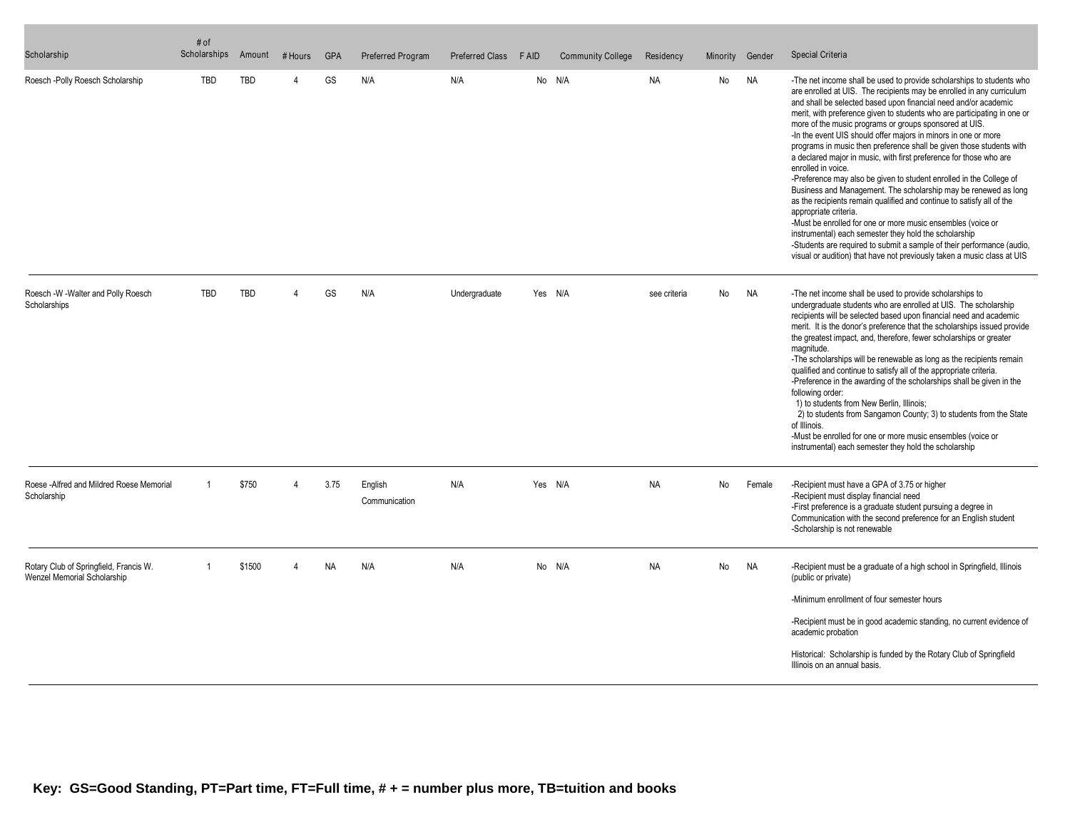| Scholarship | # of Scholarships | Amount | # Hours | GPA | Preferred Program | Preferred Class | F AID | Community College | Residency | Minority | Gender | Special Criteria |
|---|---|---|---|---|---|---|---|---|---|---|---|---|
| Roesch -Polly Roesch Scholarship | TBD | TBD | 4 | GS | N/A | N/A | No | N/A | NA | No | NA | -The net income shall be used to provide scholarships to students who are enrolled at UIS. The recipients may be enrolled in any curriculum and shall be selected based upon financial need and/or academic merit, with preference given to students who are participating in one or more of the music programs or groups sponsored at UIS.<br>-In the event UIS should offer majors in minors in one or more programs in music then preference shall be given those students with a declared major in music, with first preference for those who are enrolled in voice.<br>-Preference may also be given to student enrolled in the College of Business and Management. The scholarship may be renewed as long as the recipients remain qualified and continue to satisfy all of the appropriate criteria.<br>-Must be enrolled for one or more music ensembles (voice or instrumental) each semester they hold the scholarship<br>-Students are required to submit a sample of their performance (audio, visual or audition) that have not previously taken a music class at UIS |
| Roesch -W -Walter and Polly Roesch Scholarships | TBD | TBD | 4 | GS | N/A | Undergraduate | Yes | N/A | see criteria | No | NA | -The net income shall be used to provide scholarships to undergraduate students who are enrolled at UIS. The scholarship recipients will be selected based upon financial need and academic merit. It is the donor's preference that the scholarships issued provide the greatest impact, and, therefore, fewer scholarships or greater magnitude.<br>-The scholarships will be renewable as long as the recipients remain qualified and continue to satisfy all of the appropriate criteria.<br>-Preference in the awarding of the scholarships shall be given in the following order:<br>1) to students from New Berlin, Illinois;<br>2) to students from Sangamon County; 3) to students from the State of Illinois.<br>-Must be enrolled for one or more music ensembles (voice or instrumental) each semester they hold the scholarship |
| Roese -Alfred and Mildred Roese Memorial Scholarship | 1 | $750 | 4 | 3.75 | English<br>Communication | N/A | Yes | N/A | NA | No | Female | -Recipient must have a GPA of 3.75 or higher<br>-Recipient must display financial need<br>-First preference is a graduate student pursuing a degree in Communication with the second preference for an English student<br>-Scholarship is not renewable |
| Rotary Club of Springfield, Francis W. Wenzel Memorial Scholarship | 1 | $1500 | 4 | NA | N/A | N/A | No | N/A | NA | No | NA | -Recipient must be a graduate of a high school in Springfield, Illinois (public or private)<br>-Minimum enrollment of four semester hours<br>-Recipient must be in good academic standing, no current evidence of academic probation<br>Historical: Scholarship is funded by the Rotary Club of Springfield Illinois on an annual basis. |

**Key: GS=Good Standing, PT=Part time, FT=Full time, # + = number plus more, TB=tuition and books**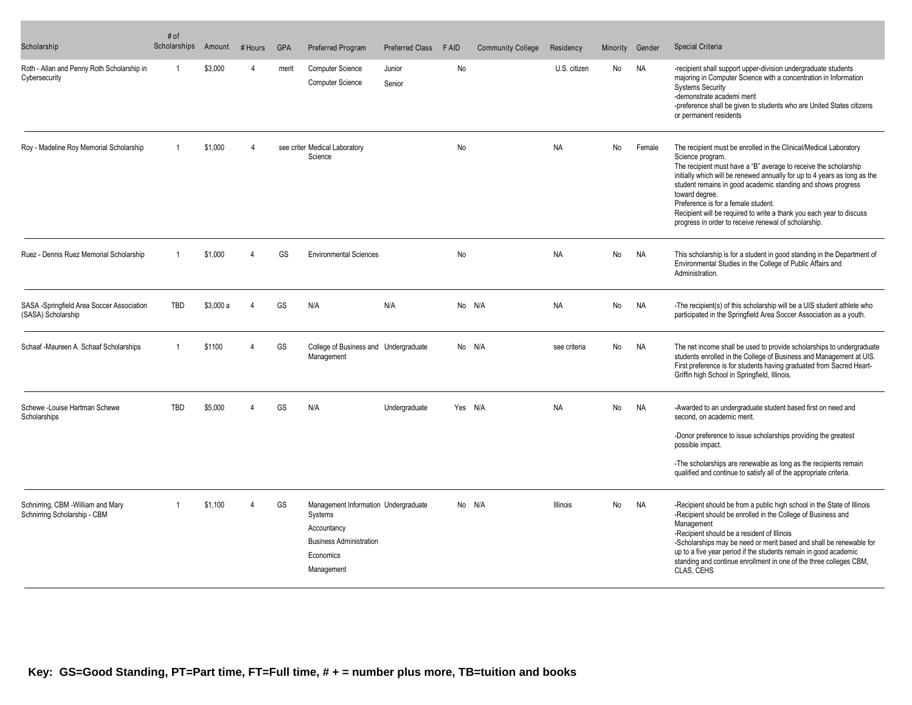| Scholarship | # of Scholarships | Amount | # Hours | GPA | Preferred Program | Preferred Class | F AID | Community College | Residency | Minority | Gender | Special Criteria |
|---|---|---|---|---|---|---|---|---|---|---|---|---|
| Roth - Allan and Penny Roth Scholarship in Cybersecurity | 1 | $3,000 | 4 | merit | Computer Science<br>Computer Science | Junior<br>Senior | No | | U.S. citizen | No | NA | -recipient shall support upper-division undergraduate students majoring in Computer Science with a concentration in Information Systems Security<br>-demonstrate academi merit<br>-preference shall be given to students who are United States citizens or permanent residents |
| Roy - Madeline Roy Memorial Scholarship | 1 | $1,000 | 4 | see criter | Medical Laboratory Science | | No | | NA | No | Female | The recipient must be enrolled in the Clinical/Medical Laboratory Science program.<br>The recipient must have a "B" average to receive the scholarship initially which will be renewed annually for up to 4 years as long as the student remains in good academic standing and shows progress toward degree.<br>Preference is for a female student.<br>Recipient will be required to write a thank you each year to discuss progress in order to receive renewal of scholarship. |
| Ruez - Dennis Ruez Memorial Scholarship | 1 | $1,000 | 4 | GS | Environmental Sciences | | No | | NA | No | NA | This scholarship is for a student in good standing in the Department of Environmental Studies in the College of Public Affairs and Administration. |
| SASA -Springfield Area Soccer Association (SASA) Scholarship | TBD | $3,000 a | 4 | GS | N/A | N/A | No | N/A | NA | No | NA | -The recipient(s) of this scholarship will be a UIS student athlete who participated in the Springfield Area Soccer Association as a youth. |
| Schaaf -Maureen A. Schaaf Scholarships | 1 | $1100 | 4 | GS | College of Business and Management | Undergraduate | No | N/A | see criteria | No | NA | The net income shall be used to provide scholarships to undergraduate students enrolled in the College of Business and Management at UIS. First preference is for students having graduated from Sacred Heart-Griffin high School in Springfield, Illinois. |
| Schewe -Louise Hartman Schewe Scholarships | TBD | $5,000 | 4 | GS | N/A | Undergraduate | Yes | N/A | NA | No | NA | -Awarded to an undergraduate student based first on need and second, on academic merit.<br>-Donor preference to issue scholarships providing the greatest possible impact.<br>-The scholarships are renewable as long as the recipients remain qualified and continue to satisfy all of the appropriate criteria. |
| Schnirring, CBM -William and Mary Schnirring Scholarship - CBM | 1 | $1,100 | 4 | GS | Management Information Systems<br>Accountancy<br>Business Administration<br>Economics<br>Management | Undergraduate | No | N/A | Illinois | No | NA | -Recipient should be from a public high school in the State of Illinois<br>-Recipient should be enrolled in the College of Business and Management<br>-Recipient should be a resident of Illinois<br>-Scholarships may be need or merit based and shall be renewable for up to a five year period if the students remain in good academic standing and continue enrollment in one of the three colleges CBM, CLAS, CEHS |

**Key: GS=Good Standing, PT=Part time, FT=Full time, # + = number plus more, TB=tuition and books**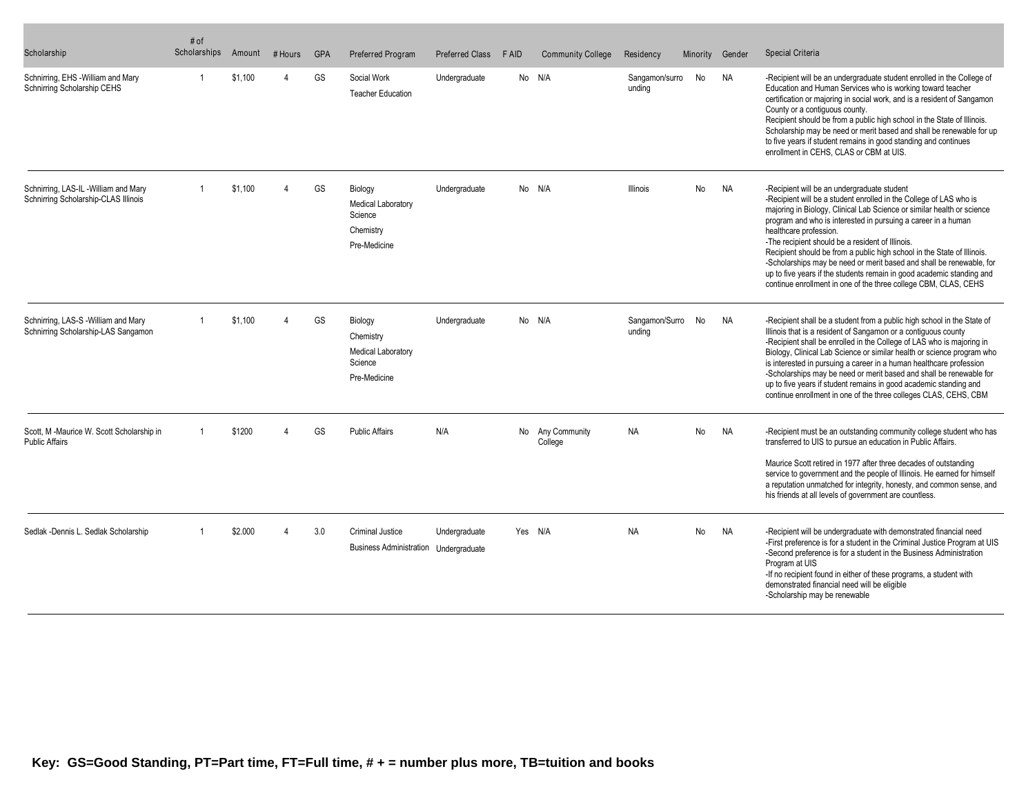| Scholarship | # of Scholarships | Amount | # Hours | GPA | Preferred Program | Preferred Class | F AID | Community College | Residency | Minority | Gender | Special Criteria |
|---|---|---|---|---|---|---|---|---|---|---|---|---|
| Schnirring, EHS -William and Mary Schnirring Scholarship CEHS | 1 | $1,100 | 4 | GS | Social Work<br>Teacher Education | Undergraduate | No | N/A | Sangamon/surrounding | No | NA | -Recipient will be an undergraduate student enrolled in the College of Education and Human Services who is working toward teacher certification or majoring in social work, and is a resident of Sangamon County or a contiguous county.<br>Recipient should be from a public high school in the State of Illinois. Scholarship may be need or merit based and shall be renewable for up to five years if student remains in good standing and continues enrollment in CEHS, CLAS or CBM at UIS. |
| Schnirring, LAS-IL -William and Mary Schnirring Scholarship-CLAS Illinois | 1 | $1,100 | 4 | GS | Biology<br>Medical Laboratory Science<br>Chemistry<br>Pre-Medicine | Undergraduate | No | N/A | Illinois | No | NA | -Recipient will be an undergraduate student<br>-Recipient will be a student enrolled in the College of LAS who is majoring in Biology, Clinical Lab Science or similar health or science program and who is interested in pursuing a career in a human healthcare profession.<br>-The recipient should be a resident of Illinois.<br>Recipient should be from a public high school in the State of Illinois.<br>-Scholarships may be need or merit based and shall be renewable, for up to five years if the students remain in good academic standing and continue enrollment in one of the three college CBM, CLAS, CEHS |
| Schnirring, LAS-S -William and Mary Schnirring Scholarship-LAS Sangamon | 1 | $1,100 | 4 | GS | Biology<br>Chemistry<br>Medical Laboratory Science<br>Pre-Medicine | Undergraduate | No | N/A | Sangamon/Surrounding | No | NA | -Recipient shall be a student from a public high school in the State of Illinois that is a resident of Sangamon or a contiguous county<br>-Recipient shall be enrolled in the College of LAS who is majoring in Biology, Clinical Lab Science or similar health or science program who is interested in pursuing a career in a human healthcare profession<br>-Scholarships may be need or merit based and shall be renewable for up to five years if student remains in good academic standing and continue enrollment in one of the three colleges CLAS, CEHS, CBM |
| Scott, M -Maurice W. Scott Scholarship in Public Affairs | 1 | $1200 | 4 | GS | Public Affairs | N/A | No | Any Community College | NA | No | NA | -Recipient must be an outstanding community college student who has transferred to UIS to pursue an education in Public Affairs.<br><br>Maurice Scott retired in 1977 after three decades of outstanding service to government and the people of Illinois. He earned for himself a reputation unmatched for integrity, honesty, and common sense, and his friends at all levels of government are countless. |
| Sedlak -Dennis L. Sedlak Scholarship | 1 | $2.000 | 4 | 3.0 | Criminal Justice<br>Business Administration | Undergraduate<br>Undergraduate | Yes | N/A | NA | No | NA | -Recipient will be undergraduate with demonstrated financial need<br>-First preference is for a student in the Criminal Justice Program at UIS<br>-Second preference is for a student in the Business Administration Program at UIS<br>-If no recipient found in either of these programs, a student with demonstrated financial need will be eligible<br>-Scholarship may be renewable |

**Key: GS=Good Standing, PT=Part time, FT=Full time, # + = number plus more, TB=tuition and books**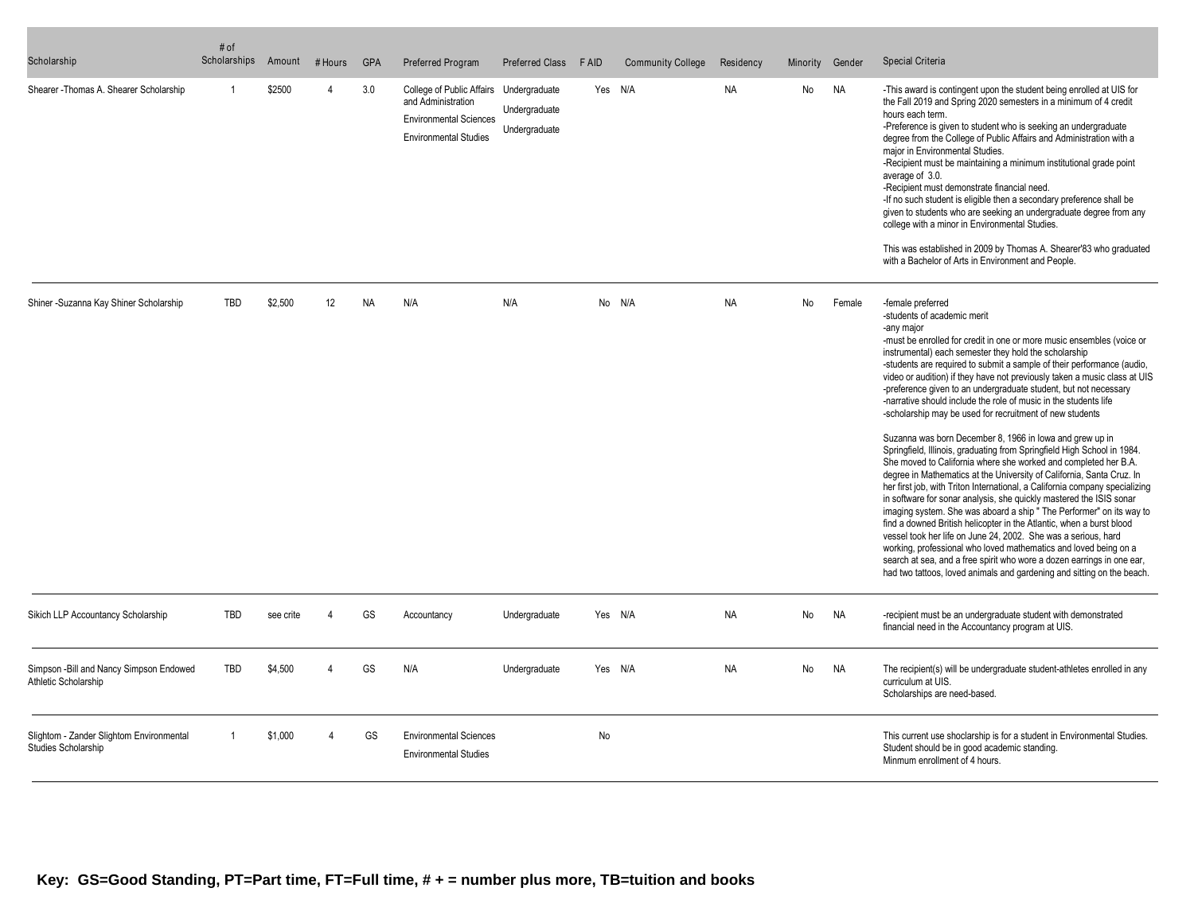| Scholarship | # of Scholarships | Amount | # Hours | GPA | Preferred Program | Preferred Class | F AID | Community College | Residency | Minority | Gender | Special Criteria |
|---|---|---|---|---|---|---|---|---|---|---|---|---|
| Shearer -Thomas A. Shearer Scholarship | 1 | $2500 | 4 | 3.0 | College of Public Affairs and Administration<br>Environmental Sciences<br>Environmental Studies | Undergraduate<br>Undergraduate<br>Undergraduate | Yes | N/A | NA | No | NA | -This award is contingent upon the student being enrolled at UIS for the Fall 2019 and Spring 2020 semesters in a minimum of 4 credit hours each term.<br>-Preference is given to student who is seeking an undergraduate degree from the College of Public Affairs and Administration with a major in Environmental Studies.<br>-Recipient must be maintaining a minimum institutional grade point average of 3.0.<br>-Recipient must demonstrate financial need.<br>-If no such student is eligible then a secondary preference shall be given to students who are seeking an undergraduate degree from any college with a minor in Environmental Studies.<br><br>This was established in 2009 by Thomas A. Shearer'83 who graduated with a Bachelor of Arts in Environment and People. |
| Shiner -Suzanna Kay Shiner Scholarship | TBD | $2,500 | 12 | NA | N/A | N/A | No | N/A | NA | No | Female | -female preferred<br>-students of academic merit<br>-any major<br>-must be enrolled for credit in one or more music ensembles (voice or instrumental) each semester they hold the scholarship<br>-students are required to submit a sample of their performance (audio, video or audition) if they have not previously taken a music class at UIS<br>-preference given to an undergraduate student, but not necessary<br>-narrative should include the role of music in the students life<br>-scholarship may be used for recruitment of new students<br><br>Suzanna was born December 8, 1966 in Iowa and grew up in Springfield, Illinois, graduating from Springfield High School in 1984. She moved to California where she worked and completed her B.A. degree in Mathematics at the University of California, Santa Cruz. In her first job, with Triton International, a California company specializing in software for sonar analysis, she quickly mastered the ISIS sonar imaging system. She was aboard a ship " The Performer" on its way to find a downed British helicopter in the Atlantic, when a burst blood vessel took her life on June 24, 2002. She was a serious, hard working, professional who loved mathematics and loved being on a search at sea, and a free spirit who wore a dozen earrings in one ear, had two tattoos, loved animals and gardening and sitting on the beach. |
| Sikich LLP Accountancy Scholarship | TBD | see crite | 4 | GS | Accountancy | Undergraduate | Yes | N/A | NA | No | NA | -recipient must be an undergraduate student with demonstrated financial need in the Accountancy program at UIS. |
| Simpson -Bill and Nancy Simpson Endowed Athletic Scholarship | TBD | $4,500 | 4 | GS | N/A | Undergraduate | Yes | N/A | NA | No | NA | The recipient(s) will be undergraduate student-athletes enrolled in any curriculum at UIS.<br>Scholarships are need-based. |
| Slightom - Zander Slightom Environmental Studies Scholarship | 1 | $1,000 | 4 | GS | Environmental Sciences<br>Environmental Studies | | No | | | | | This current use shoclarship is for a student in Environmental Studies.<br>Student should be in good academic standing.<br>Minmum enrollment of 4 hours. |

**Key: GS=Good Standing, PT=Part time, FT=Full time, # + = number plus more, TB=tuition and books**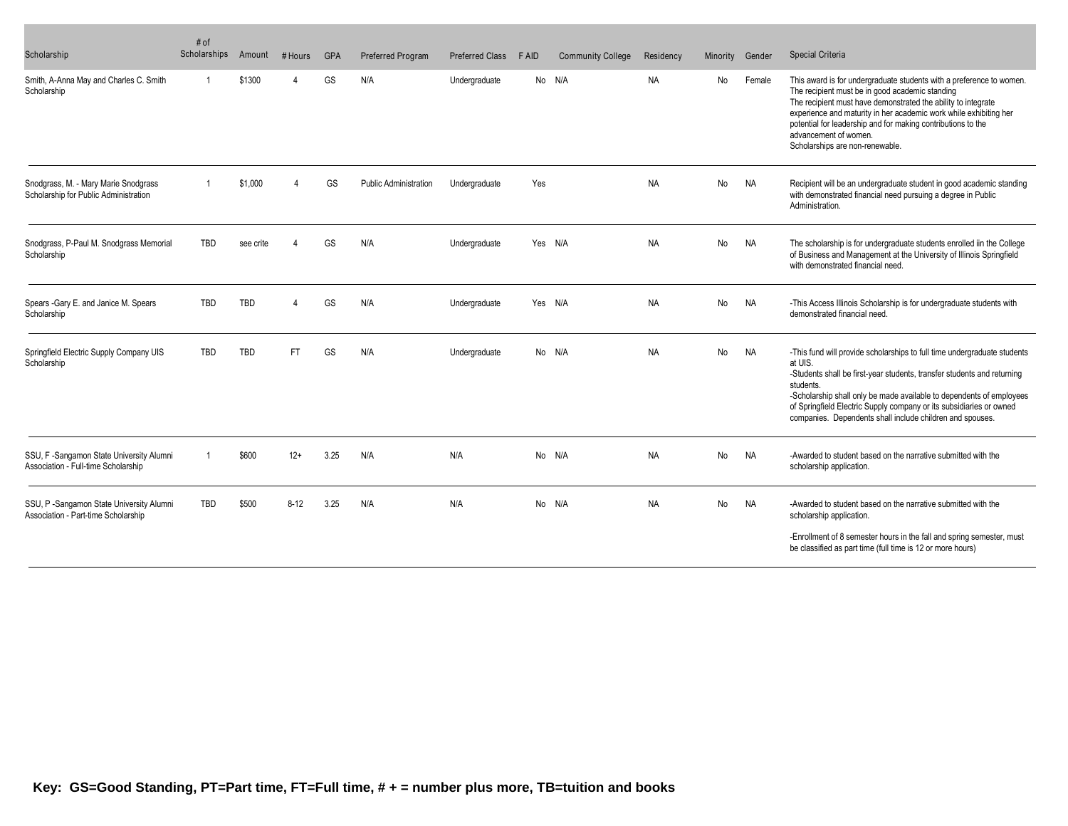| Scholarship | # of Scholarships | Amount | # Hours | GPA | Preferred Program | Preferred Class | F AID | Community College | Residency | Minority | Gender | Special Criteria |
|---|---|---|---|---|---|---|---|---|---|---|---|---|
| Smith, A-Anna May and Charles C. Smith Scholarship | 1 | $1300 | 4 | GS | N/A | Undergraduate | No | N/A | NA | No | Female | This award is for undergraduate students with a preference to women. The recipient must be in good academic standing The recipient must have demonstrated the ability to integrate experience and maturity in her academic work while exhibiting her potential for leadership and for making contributions to the advancement of women. Scholarships are non-renewable. |
| Snodgrass, M. - Mary Marie Snodgrass Scholarship for Public Administration | 1 | $1,000 | 4 | GS | Public Administration | Undergraduate | Yes | | NA | No | NA | Recipient will be an undergraduate student in good academic standing with demonstrated financial need pursuing a degree in Public Administration. |
| Snodgrass, P-Paul M. Snodgrass Memorial Scholarship | TBD | see crite | 4 | GS | N/A | Undergraduate | Yes | N/A | NA | No | NA | The scholarship is for undergraduate students enrolled iin the College of Business and Management at the University of Illinois Springfield with demonstrated financial need. |
| Spears -Gary E. and Janice M. Spears Scholarship | TBD | TBD | 4 | GS | N/A | Undergraduate | Yes | N/A | NA | No | NA | -This Access Illinois Scholarship is for undergraduate students with demonstrated financial need. |
| Springfield Electric Supply Company UIS Scholarship | TBD | TBD | FT | GS | N/A | Undergraduate | No | N/A | NA | No | NA | -This fund will provide scholarships to full time undergraduate students at UIS. -Students shall be first-year students, transfer students and returning students. -Scholarship shall only be made available to dependents of employees of Springfield Electric Supply company or its subsidiaries or owned companies. Dependents shall include children and spouses. |
| SSU, F -Sangamon State University Alumni Association - Full-time Scholarship | 1 | $600 | 12+ | 3.25 | N/A | N/A | No | N/A | NA | No | NA | -Awarded to student based on the narrative submitted with the scholarship application. |
| SSU, P -Sangamon State University Alumni Association - Part-time Scholarship | TBD | $500 | 8-12 | 3.25 | N/A | N/A | No | N/A | NA | No | NA | -Awarded to student based on the narrative submitted with the scholarship application. -Enrollment of 8 semester hours in the fall and spring semester, must be classified as part time (full time is 12 or more hours) |

**Key: GS=Good Standing, PT=Part time, FT=Full time, # + = number plus more, TB=tuition and books**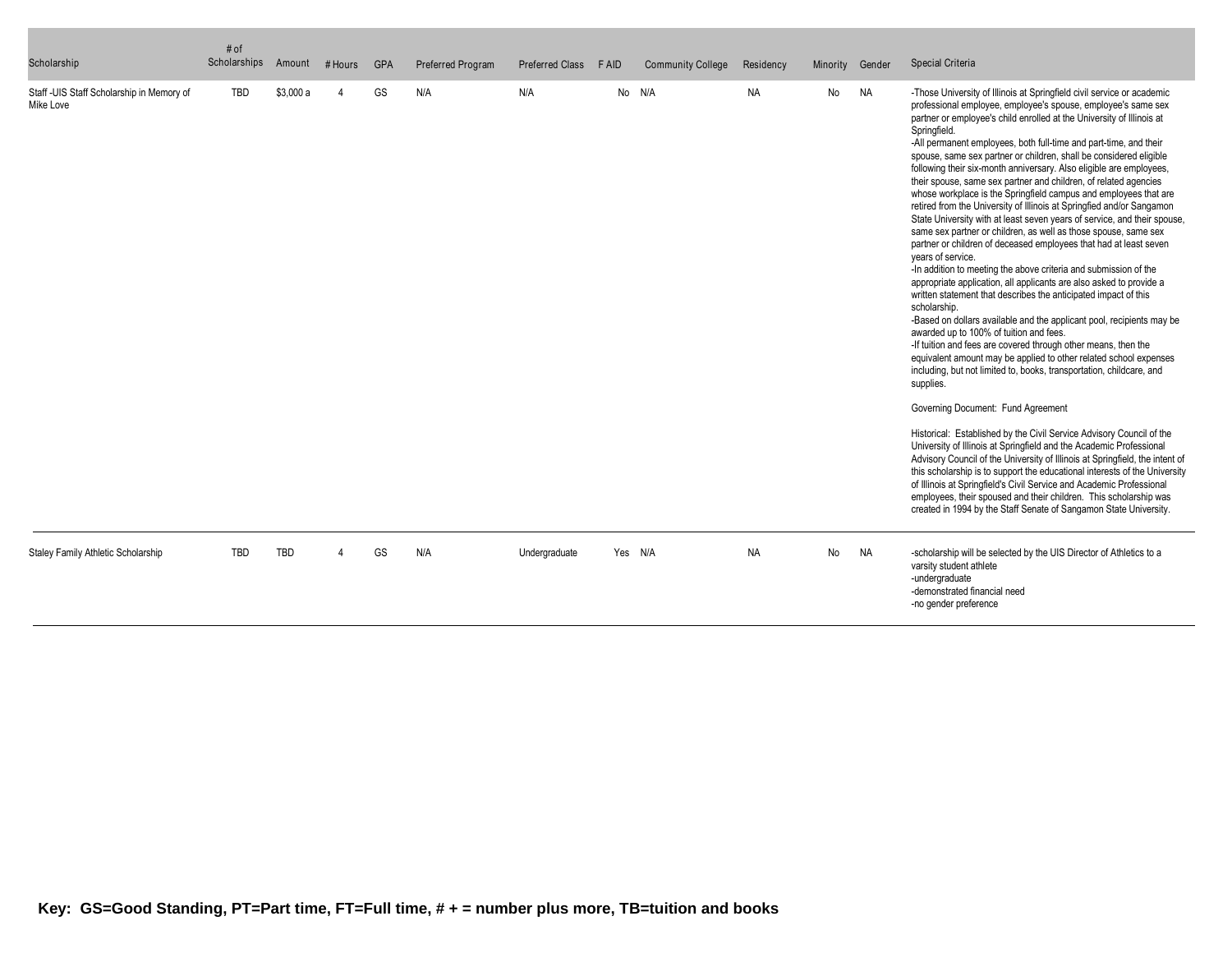| Scholarship | # of Scholarships | Amount | # Hours | GPA | Preferred Program | Preferred Class | F AID | Community College | Residency | Minority | Gender | Special Criteria |
|---|---|---|---|---|---|---|---|---|---|---|---|---|
| Staff -UIS Staff Scholarship in Memory of Mike Love | TBD | $3,000 a | 4 | GS | N/A | N/A | No | N/A | NA | No | NA | -Those University of Illinois at Springfield civil service or academic professional employee, employee's spouse, employee's same sex partner or employee's child enrolled at the University of Illinois at Springfield.<br>-All permanent employees, both full-time and part-time, and their spouse, same sex partner or children, shall be considered eligible following their six-month anniversary. Also eligible are employees, their spouse, same sex partner and children, of related agencies whose workplace is the Springfield campus and employees that are retired from the University of Illinois at Springfied and/or Sangamon State University with at least seven years of service, and their spouse, same sex partner or children, as well as those spouse, same sex partner or children of deceased employees that had at least seven years of service.<br>-In addition to meeting the above criteria and submission of the appropriate application, all applicants are also asked to provide a written statement that describes the anticipated impact of this scholarship.<br>-Based on dollars available and the applicant pool, recipients may be awarded up to 100% of tuition and fees.<br>-If tuition and fees are covered through other means, then the equivalent amount may be applied to other related school expenses including, but not limited to, books, transportation, childcare, and supplies.<br><br>Governing Document: Fund Agreement<br><br>Historical: Established by the Civil Service Advisory Council of the University of Illinois at Springfield and the Academic Professional Advisory Council of the University of Illinois at Springfield, the intent of this scholarship is to support the educational interests of the University of Illinois at Springfield's Civil Service and Academic Professional employees, their spoused and their children. This scholarship was created in 1994 by the Staff Senate of Sangamon State University. |
| Staley Family Athletic Scholarship | TBD | TBD | 4 | GS | N/A | Undergraduate | Yes | N/A | NA | No | NA | -scholarship will be selected by the UIS Director of Athletics to a varsity student athlete<br>-undergraduate<br>-demonstrated financial need<br>-no gender preference |

**Key: GS=Good Standing, PT=Part time, FT=Full time, # + = number plus more, TB=tuition and books**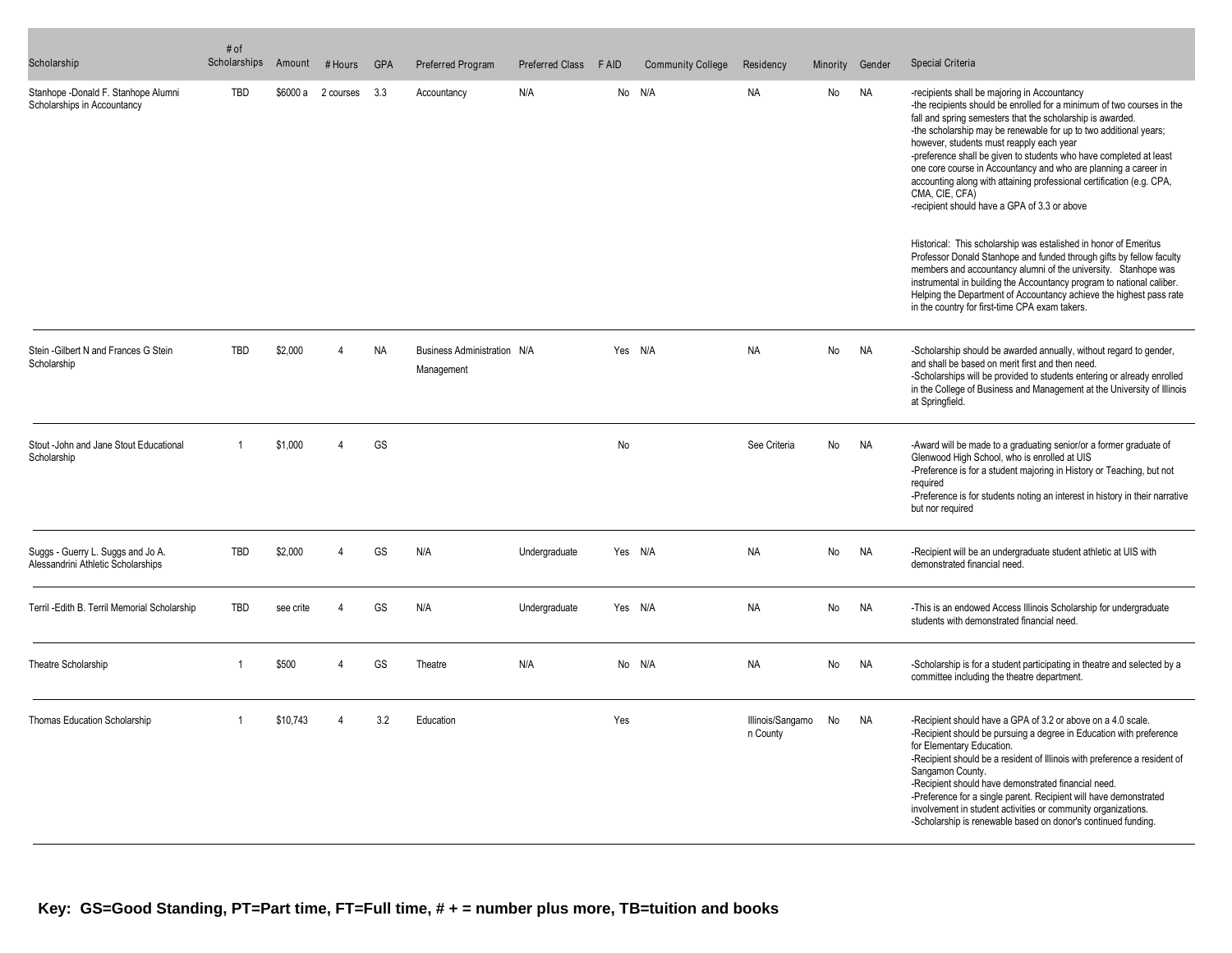| Scholarship | # of Scholarships | Amount | # Hours | GPA | Preferred Program | Preferred Class | F AID | Community College | Residency | Minority | Gender | Special Criteria |
|---|---|---|---|---|---|---|---|---|---|---|---|---|
| Stanhope -Donald F. Stanhope Alumni Scholarships in Accountancy | TBD | $6000 a | 2 courses | 3.3 | Accountancy | N/A | No | N/A | NA | No | NA | -recipients shall be majoring in Accountancy<br>-the recipients should be enrolled for a minimum of two courses in the fall and spring semesters that the scholarship is awarded.<br>-the scholarship may be renewable for up to two additional years; however, students must reapply each year<br>-preference shall be given to students who have completed at least one core course in Accountancy and who are planning a career in accounting along with attaining professional certification (e.g. CPA, CMA, CIE, CFA)<br>-recipient should have a GPA of 3.3 or above<br><br>Historical: This scholarship was estalished in honor of Emeritus Professor Donald Stanhope and funded through gifts by fellow faculty members and accountancy alumni of the university. Stanhope was instrumental in building the Accountancy program to national caliber. Helping the Department of Accountancy achieve the highest pass rate in the country for first-time CPA exam takers. |
| Stein -Gilbert N and Frances G Stein Scholarship | TBD | $2,000 | 4 | NA | Business Administration Management | N/A | Yes | N/A | NA | No | NA | -Scholarship should be awarded annually, without regard to gender, and shall be based on merit first and then need.<br>-Scholarships will be provided to students entering or already enrolled in the College of Business and Management at the University of Illinois at Springfield. |
| Stout -John and Jane Stout Educational Scholarship | 1 | $1,000 | 4 | GS | | | No | | See Criteria | No | NA | -Award will be made to a graduating senior/or a former graduate of Glenwood High School, who is enrolled at UIS<br>-Preference is for a student majoring in History or Teaching, but not required<br>-Preference is for students noting an interest in history in their narrative but nor required |
| Suggs - Guerry L. Suggs and Jo A. Alessandrini Athletic Scholarships | TBD | $2,000 | 4 | GS | N/A | Undergraduate | Yes | N/A | NA | No | NA | -Recipient will be an undergraduate student athletic at UIS with demonstrated financial need. |
| Terril -Edith B. Terril Memorial Scholarship | TBD | see crite | 4 | GS | N/A | Undergraduate | Yes | N/A | NA | No | NA | -This is an endowed Access Illinois Scholarship for undergraduate students with demonstrated financial need. |
| Theatre Scholarship | 1 | $500 | 4 | GS | Theatre | N/A | No | N/A | NA | No | NA | -Scholarship is for a student participating in theatre and selected by a committee including the theatre department. |
| Thomas Education Scholarship | 1 | $10,743 | 4 | 3.2 | Education | | Yes | | Illinois/Sangamon County | No | NA | -Recipient should have a GPA of 3.2 or above on a 4.0 scale.<br>-Recipient should be pursuing a degree in Education with preference for Elementary Education.<br>-Recipient should be a resident of Illinois with preference a resident of Sangamon County.<br>-Recipient should have demonstrated financial need.<br>-Preference for a single parent. Recipient will have demonstrated involvement in student activities or community organizations.<br>-Scholarship is renewable based on donor's continued funding. |

**Key: GS=Good Standing, PT=Part time, FT=Full time, # + = number plus more, TB=tuition and books**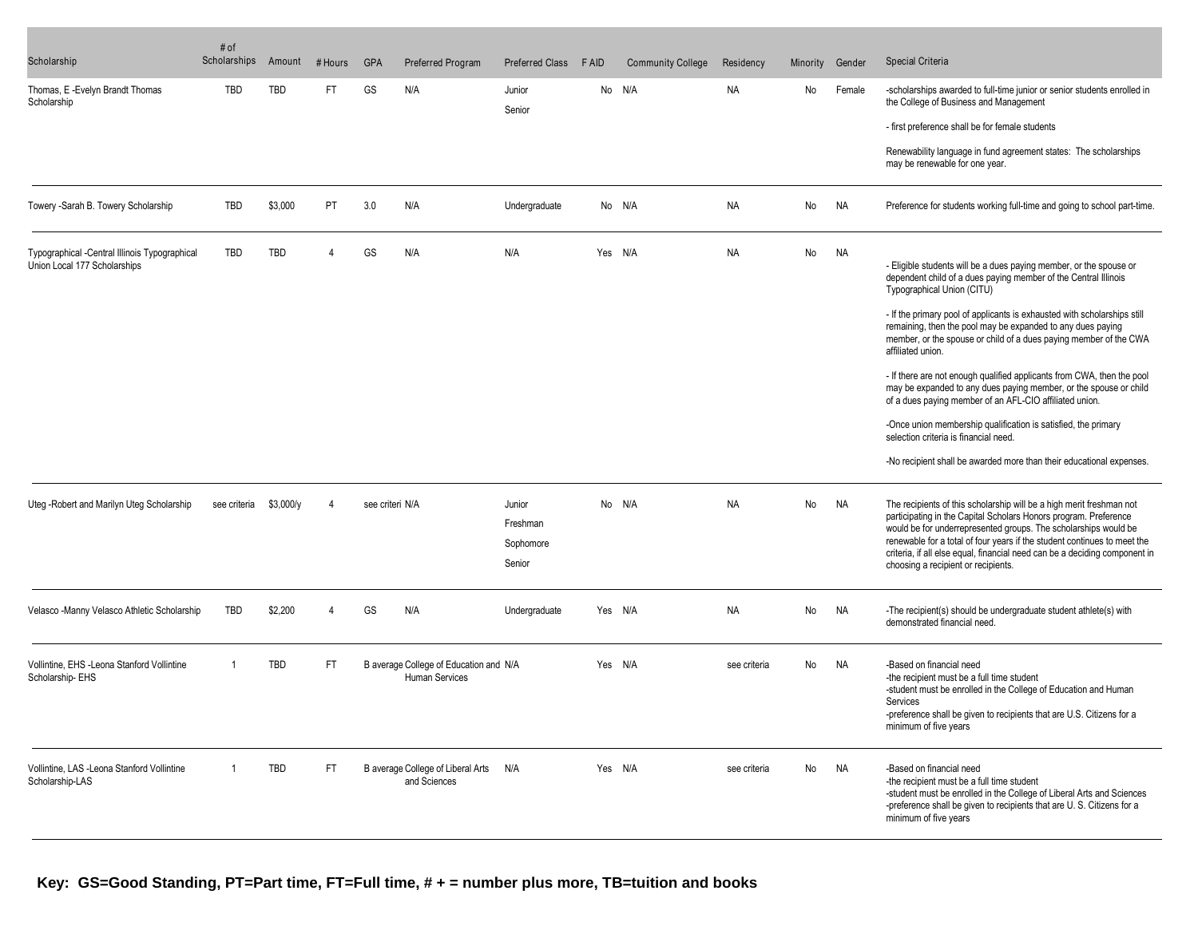| Scholarship | # of Scholarships | Amount | # Hours | GPA | Preferred Program | Preferred Class | F AID | Community College | Residency | Minority | Gender | Special Criteria |
|---|---|---|---|---|---|---|---|---|---|---|---|---|
| Thomas, E -Evelyn Brandt Thomas Scholarship | TBD | TBD | FT | GS | N/A | Junior<br>Senior | No | N/A | NA | No | Female | -scholarships awarded to full-time junior or senior students enrolled in the College of Business and Management<br><br>- first preference shall be for female students<br><br>Renewability language in fund agreement states: The scholarships may be renewable for one year. |
| Towery -Sarah B. Towery Scholarship | TBD | $3,000 | PT | 3.0 | N/A | Undergraduate | No | N/A | NA | No | NA | Preference for students working full-time and going to school part-time. |
| Typographical -Central Illinois Typographical Union Local 177 Scholarships | TBD | TBD | 4 | GS | N/A | N/A | Yes | N/A | NA | No | NA | - Eligible students will be a dues paying member, or the spouse or dependent child of a dues paying member of the Central Illinois Typographical Union (CITU)<br><br>- If the primary pool of applicants is exhausted with scholarships still remaining, then the pool may be expanded to any dues paying member, or the spouse or child of a dues paying member of the CWA affiliated union.<br><br>- If there are not enough qualified applicants from CWA, then the pool may be expanded to any dues paying member, or the spouse or child of a dues paying member of an AFL-CIO affiliated union.<br><br>-Once union membership qualification is satisfied, the primary selection criteria is financial need.<br><br>-No recipient shall be awarded more than their educational expenses. |
| Uteg -Robert and Marilyn Uteg Scholarship | see criteria | $3,000/y | 4 | see criteri | N/A | Junior<br>Freshman<br>Sophomore<br>Senior | No | N/A | NA | No | NA | The recipients of this scholarship will be a high merit freshman not participating in the Capital Scholars Honors program. Preference would be for underrepresented groups. The scholarships would be renewable for a total of four years if the student continues to meet the criteria, if all else equal, financial need can be a deciding component in choosing a recipient or recipients. |
| Velasco -Manny Velasco Athletic Scholarship | TBD | $2,200 | 4 | GS | N/A | Undergraduate | Yes | N/A | NA | No | NA | -The recipient(s) should be undergraduate student athlete(s) with demonstrated financial need. |
| Vollintine, EHS -Leona Stanford Vollintine Scholarship- EHS | 1 | TBD | FT | B average | College of Education and Human Services | N/A | Yes | N/A | see criteria | No | NA | -Based on financial need<br>-the recipient must be a full time student<br>-student must be enrolled in the College of Education and Human Services<br>-preference shall be given to recipients that are U.S. Citizens for a minimum of five years |
| Vollintine, LAS -Leona Stanford Vollintine Scholarship-LAS | 1 | TBD | FT | B average | College of Liberal Arts and Sciences | N/A | Yes | N/A | see criteria | No | NA | -Based on financial need<br>-the recipient must be a full time student<br>-student must be enrolled in the College of Liberal Arts and Sciences<br>-preference shall be given to recipients that are U. S. Citizens for a minimum of five years |

**Key: GS=Good Standing, PT=Part time, FT=Full time, # + = number plus more, TB=tuition and books**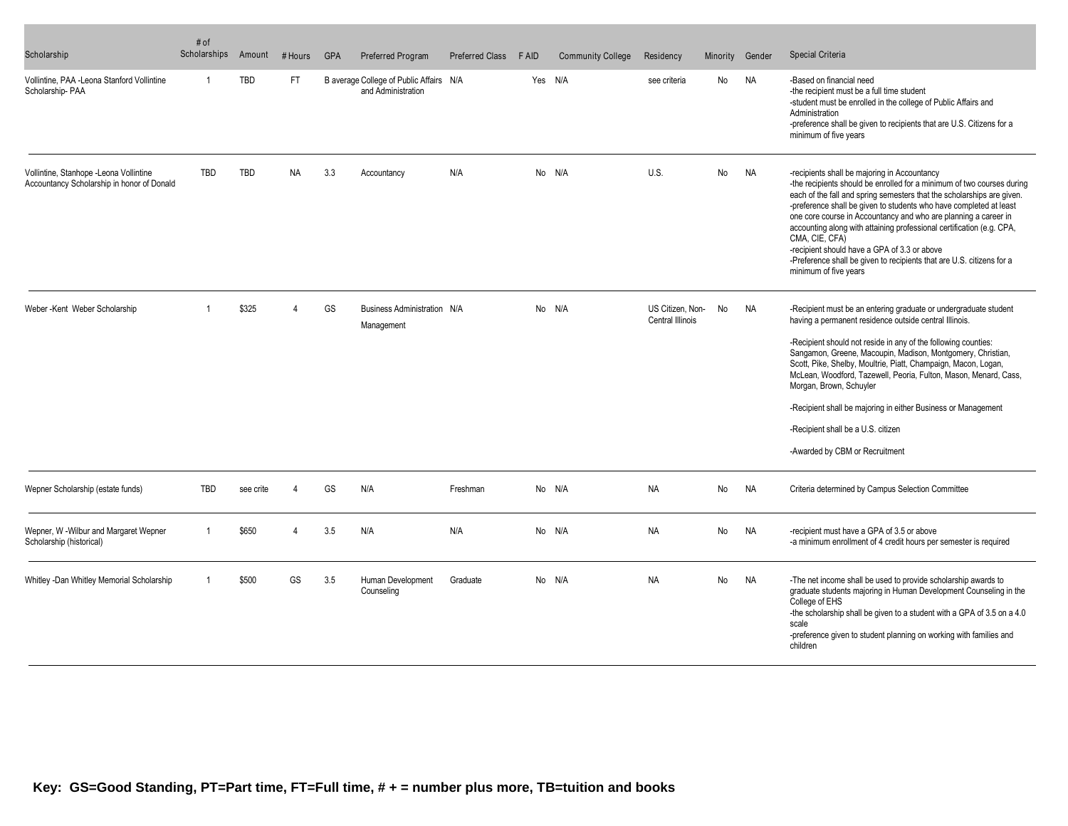| Scholarship | # of Scholarships | Amount | # Hours | GPA | Preferred Program | Preferred Class | F AID | Community College | Residency | Minority | Gender | Special Criteria |
|---|---|---|---|---|---|---|---|---|---|---|---|---|
| Vollintine, PAA -Leona Stanford Vollintine Scholarship- PAA | 1 | TBD | FT | B average | College of Public Affairs and Administration | N/A | Yes | N/A | see criteria | No | NA | -Based on financial need<br>-the recipient must be a full time student<br>-student must be enrolled in the college of Public Affairs and Administration<br>-preference shall be given to recipients that are U.S. Citizens for a minimum of five years |
| Vollintine, Stanhope -Leona Vollintine Accountancy Scholarship in honor of Donald | TBD | TBD | NA | 3.3 | Accountancy | N/A | No | N/A | U.S. | No | NA | -recipients shall be majoring in Accountancy<br>-the recipients should be enrolled for a minimum of two courses during each of the fall and spring semesters that the scholarships are given.<br>-preference shall be given to students who have completed at least one core course in Accountancy and who are planning a career in accounting along with attaining professional certification (e.g. CPA, CMA, CIE, CFA)<br>-recipient should have a GPA of 3.3 or above<br>-Preference shall be given to recipients that are U.S. citizens for a minimum of five years |
| Weber -Kent Weber Scholarship | 1 | $325 | 4 | GS | Business Administration Management | N/A | No | N/A | US Citizen, Non-Central Illinois | No | NA | -Recipient must be an entering graduate or undergraduate student having a permanent residence outside central Illinois.<br>-Recipient should not reside in any of the following counties: Sangamon, Greene, Macoupin, Madison, Montgomery, Christian, Scott, Pike, Shelby, Moultrie, Piatt, Champaign, Macon, Logan, McLean, Woodford, Tazewell, Peoria, Fulton, Mason, Menard, Cass, Morgan, Brown, Schuyler<br>-Recipient shall be majoring in either Business or Management<br>-Recipient shall be a U.S. citizen<br>-Awarded by CBM or Recruitment |
| Wepner Scholarship (estate funds) | TBD | see crite | 4 | GS | N/A | Freshman | No | N/A | NA | No | NA | Criteria determined by Campus Selection Committee |
| Wepner, W -Wilbur and Margaret Wepner Scholarship (historical) | 1 | $650 | 4 | 3.5 | N/A | N/A | No | N/A | NA | No | NA | -recipient must have a GPA of 3.5 or above<br>-a minimum enrollment of 4 credit hours per semester is required |
| Whitley -Dan Whitley Memorial Scholarship | 1 | $500 | GS | 3.5 | Human Development Counseling | Graduate | No | N/A | NA | No | NA | -The net income shall be used to provide scholarship awards to graduate students majoring in Human Development Counseling in the College of EHS<br>-the scholarship shall be given to a student with a GPA of 3.5 on a 4.0 scale<br>-preference given to student planning on working with families and children |

**Key: GS=Good Standing, PT=Part time, FT=Full time, # + = number plus more, TB=tuition and books**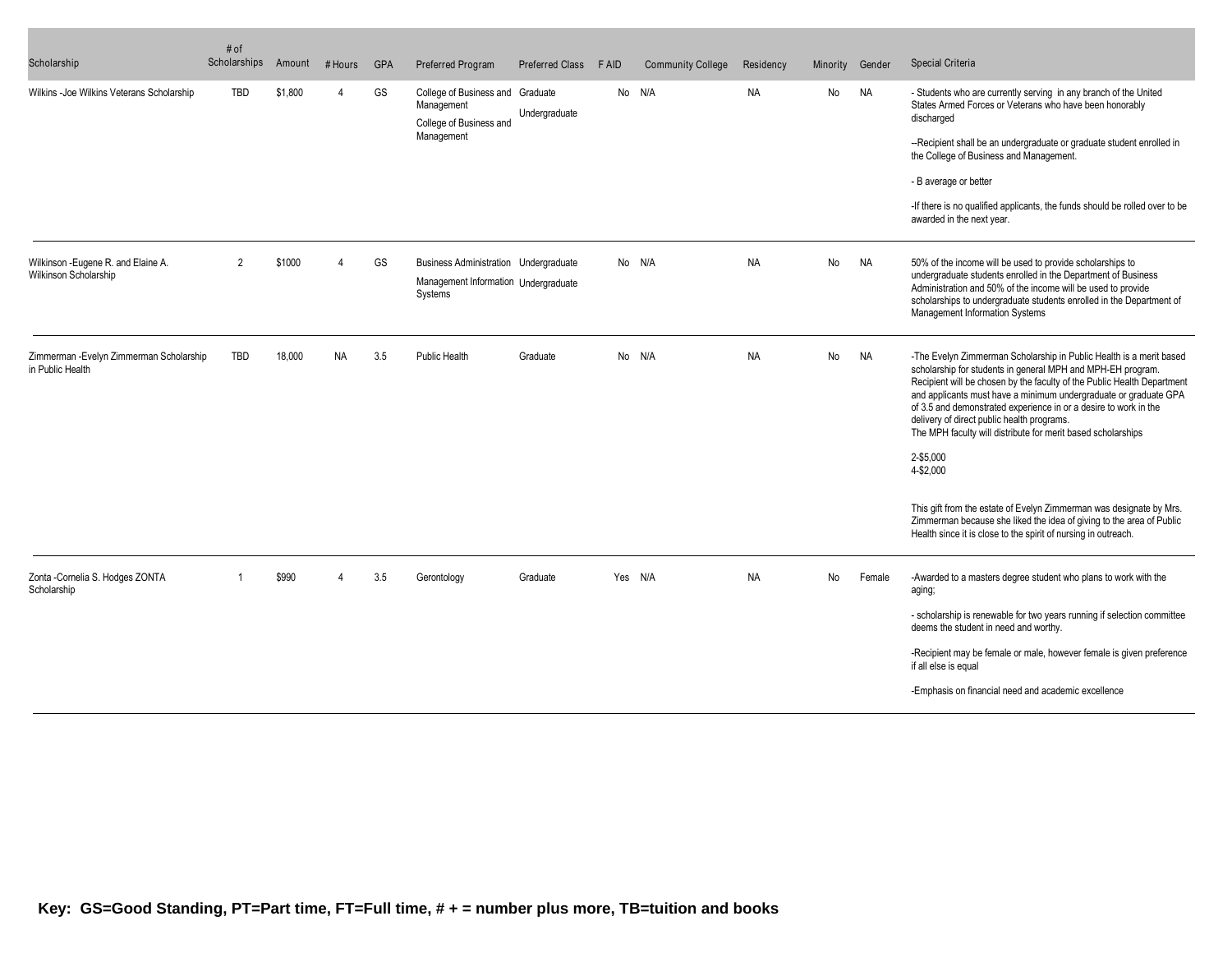| Scholarship | # of Scholarships | Amount | # Hours | GPA | Preferred Program | Preferred Class | F AID | Community College | Residency | Minority | Gender | Special Criteria |
|---|---|---|---|---|---|---|---|---|---|---|---|---|
| Wilkins -Joe Wilkins Veterans Scholarship | TBD | $1,800 | 4 | GS | College of Business and Management<br>College of Business and Management | Graduate<br>Undergraduate | No | N/A | NA | No | NA | - Students who are currently serving in any branch of the United States Armed Forces or Veterans who have been honorably discharged<br>--Recipient shall be an undergraduate or graduate student enrolled in the College of Business and Management.<br>- B average or better<br>-If there is no qualified applicants, the funds should be rolled over to be awarded in the next year. |
| Wilkinson -Eugene R. and Elaine A. Wilkinson Scholarship | 2 | $1000 | 4 | GS | Business Administration<br>Management Information Systems | Undergraduate<br>Undergraduate | No | N/A | NA | No | NA | 50% of the income will be used to provide scholarships to undergraduate students enrolled in the Department of Business Administration and 50% of the income will be used to provide scholarships to undergraduate students enrolled in the Department of Management Information Systems |
| Zimmerman -Evelyn Zimmerman Scholarship in Public Health | TBD | 18,000 | NA | 3.5 | Public Health | Graduate | No | N/A | NA | No | NA | -The Evelyn Zimmerman Scholarship in Public Health is a merit based scholarship for students in general MPH and MPH-EH program. Recipient will be chosen by the faculty of the Public Health Department and applicants must have a minimum undergraduate or graduate GPA of 3.5 and demonstrated experience in or a desire to work in the delivery of direct public health programs.<br>The MPH faculty will distribute for merit based scholarships<br>2-$5,000<br>4-$2,000<br>This gift from the estate of Evelyn Zimmerman was designate by Mrs. Zimmerman because she liked the idea of giving to the area of Public Health since it is close to the spirit of nursing in outreach. |
| Zonta -Cornelia S. Hodges ZONTA Scholarship | 1 | $990 | 4 | 3.5 | Gerontology | Graduate | Yes | N/A | NA | No | Female | -Awarded to a masters degree student who plans to work with the aging;<br>- scholarship is renewable for two years running if selection committee deems the student in need and worthy.<br>-Recipient may be female or male, however female is given preference if all else is equal<br>-Emphasis on financial need and academic excellence |

**Key: GS=Good Standing, PT=Part time, FT=Full time, # + = number plus more, TB=tuition and books**